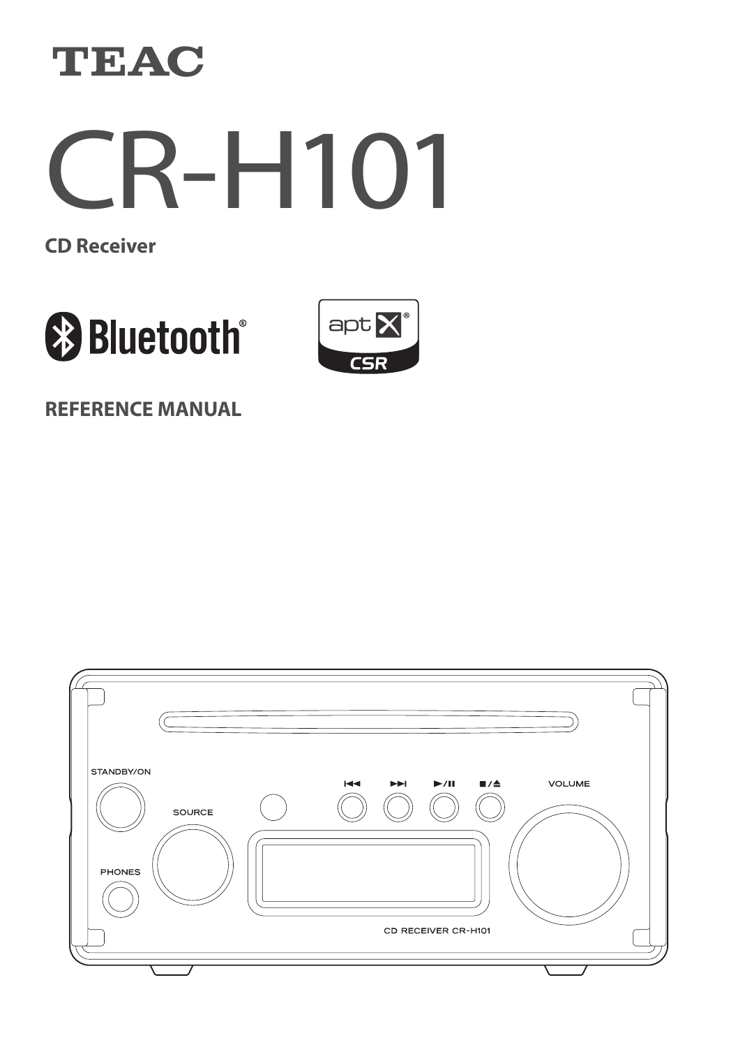TEAC

# CR-H101

**CD Receiver**

Bluetooth®

aptX® CSR

**REFERENCE MANUAL**

STANDBY/ON

SOURCE

PHONES

VOLUME

CD RECEIVER CR-H101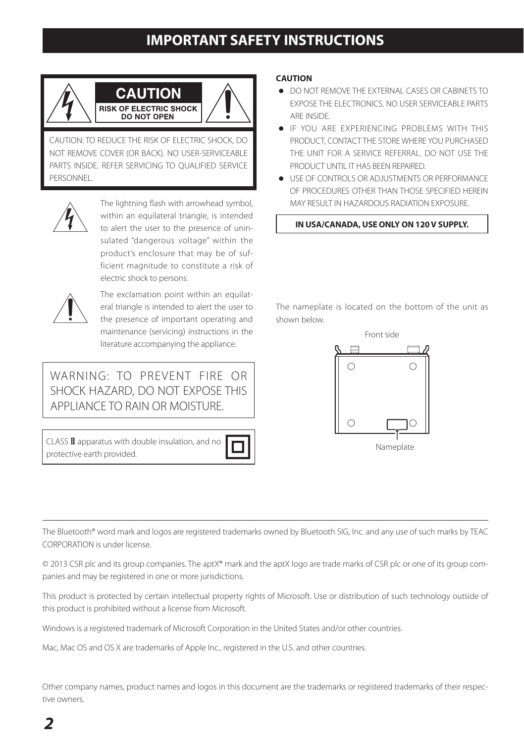# IMPORTANT SAFETY INSTRUCTIONS

**CAUTION**
**RISK OF ELECTRIC SHOCK DO NOT OPEN**

CAUTION: TO REDUCE THE RISK OF ELECTRIC SHOCK, DO NOT REMOVE COVER (OR BACK). NO USER-SERVICEABLE PARTS INSIDE. REFER SERVICING TO QUALIFIED SERVICE PERSONNEL.

The lightning flash with arrowhead symbol, within an equilateral triangle, is intended to alert the user to the presence of uninsulated "dangerous voltage" within the product's enclosure that may be of sufficient magnitude to constitute a risk of electric shock to persons.

The exclamation point within an equilateral triangle is intended to alert the user to the presence of important operating and maintenance (servicing) instructions in the literature accompanying the appliance.

WARNING: TO PREVENT FIRE OR SHOCK HAZARD, DO NOT EXPOSE THIS APPLIANCE TO RAIN OR MOISTURE.

CLASS II apparatus with double insulation, and no protective earth provided.

**CAUTION**

- DO NOT REMOVE THE EXTERNAL CASES OR CABINETS TO EXPOSE THE ELECTRONICS. NO USER SERVICEABLE PARTS ARE INSIDE.
- IF YOU ARE EXPERIENCING PROBLEMS WITH THIS PRODUCT, CONTACT THE STORE WHERE YOU PURCHASED THE UNIT FOR A SERVICE REFERRAL. DO NOT USE THE PRODUCT UNTIL IT HAS BEEN REPAIRED.
- USE OF CONTROLS OR ADJUSTMENTS OR PERFORMANCE OF PROCEDURES OTHER THAN THOSE SPECIFIED HEREIN MAY RESULT IN HAZARDOUS RADIATION EXPOSURE.

**IN USA/CANADA, USE ONLY ON 120 V SUPPLY.**

The nameplate is located on the bottom of the unit as shown below.

Front side

Nameplate

---

The Bluetooth® word mark and logos are registered trademarks owned by Bluetooth SIG, Inc. and any use of such marks by TEAC CORPORATION is under license.

© 2013 CSR plc and its group companies. The aptX® mark and the aptX logo are trade marks of CSR plc or one of its group companies and may be registered in one or more jurisdictions.

This product is protected by certain intellectual property rights of Microsoft. Use or distribution of such technology outside of this product is prohibited without a license from Microsoft.

Windows is a registered trademark of Microsoft Corporation in the United States and/or other countries.

Mac, Mac OS and OS X are trademarks of Apple Inc., registered in the U.S. and other countries.

Other company names, product names and logos in this document are the trademarks or registered trademarks of their respective owners.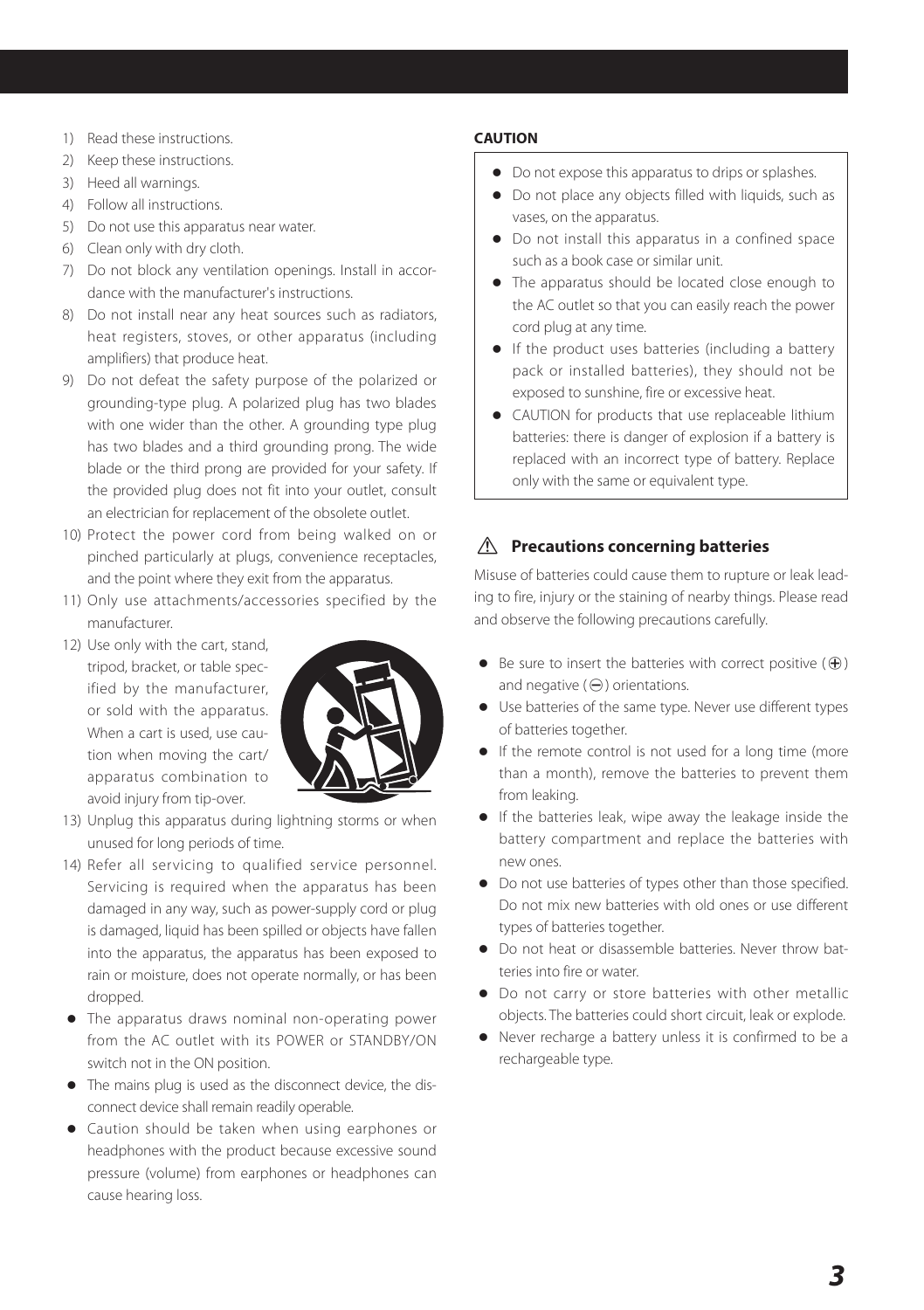1) Read these instructions.
2) Keep these instructions.
3) Heed all warnings.
4) Follow all instructions.
5) Do not use this apparatus near water.
6) Clean only with dry cloth.
7) Do not block any ventilation openings. Install in accordance with the manufacturer's instructions.
8) Do not install near any heat sources such as radiators, heat registers, stoves, or other apparatus (including amplifiers) that produce heat.
9) Do not defeat the safety purpose of the polarized or grounding-type plug. A polarized plug has two blades with one wider than the other. A grounding type plug has two blades and a third grounding prong. The wide blade or the third prong are provided for your safety. If the provided plug does not fit into your outlet, consult an electrician for replacement of the obsolete outlet.
10) Protect the power cord from being walked on or pinched particularly at plugs, convenience receptacles, and the point where they exit from the apparatus.
11) Only use attachments/accessories specified by the manufacturer.
12) Use only with the cart, stand, tripod, bracket, or table specified by the manufacturer, or sold with the apparatus. When a cart is used, use caution when moving the cart/apparatus combination to avoid injury from tip-over.
13) Unplug this apparatus during lightning storms or when unused for long periods of time.
14) Refer all servicing to qualified service personnel. Servicing is required when the apparatus has been damaged in any way, such as power-supply cord or plug is damaged, liquid has been spilled or objects have fallen into the apparatus, the apparatus has been exposed to rain or moisture, does not operate normally, or has been dropped.

- The apparatus draws nominal non-operating power from the AC outlet with its POWER or STANDBY/ON switch not in the ON position.
- The mains plug is used as the disconnect device, the disconnect device shall remain readily operable.
- Caution should be taken when using earphones or headphones with the product because excessive sound pressure (volume) from earphones or headphones can cause hearing loss.

**CAUTION**

- Do not expose this apparatus to drips or splashes.
- Do not place any objects filled with liquids, such as vases, on the apparatus.
- Do not install this apparatus in a confined space such as a book case or similar unit.
- The apparatus should be located close enough to the AC outlet so that you can easily reach the power cord plug at any time.
- If the product uses batteries (including a battery pack or installed batteries), they should not be exposed to sunshine, fire or excessive heat.
- CAUTION for products that use replaceable lithium batteries: there is danger of explosion if a battery is replaced with an incorrect type of battery. Replace only with the same or equivalent type.

## ⚠ Precautions concerning batteries

Misuse of batteries could cause them to rupture or leak leading to fire, injury or the staining of nearby things. Please read and observe the following precautions carefully.

- Be sure to insert the batteries with correct positive (⊕) and negative (⊖) orientations.
- Use batteries of the same type. Never use different types of batteries together.
- If the remote control is not used for a long time (more than a month), remove the batteries to prevent them from leaking.
- If the batteries leak, wipe away the leakage inside the battery compartment and replace the batteries with new ones.
- Do not use batteries of types other than those specified. Do not mix new batteries with old ones or use different types of batteries together.
- Do not heat or disassemble batteries. Never throw batteries into fire or water.
- Do not carry or store batteries with other metallic objects. The batteries could short circuit, leak or explode.
- Never recharge a battery unless it is confirmed to be a rechargeable type.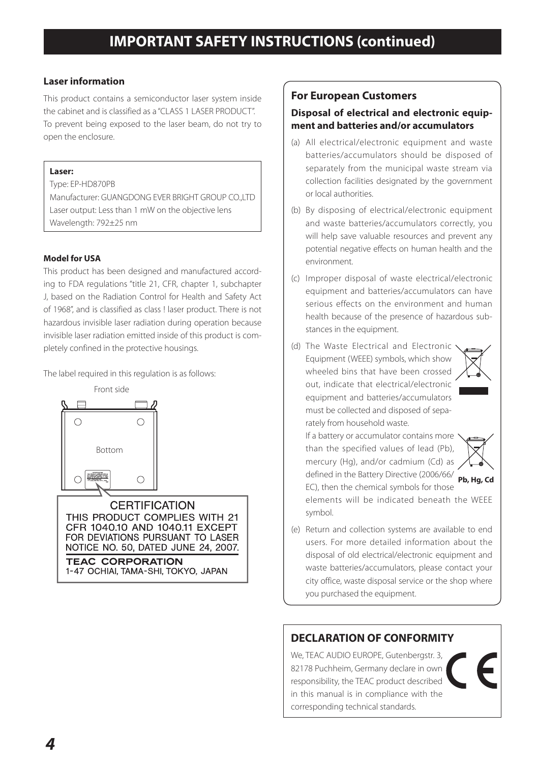# IMPORTANT SAFETY INSTRUCTIONS (continued)

### Laser information

This product contains a semiconductor laser system inside the cabinet and is classified as a "CLASS 1 LASER PRODUCT". To prevent being exposed to the laser beam, do not try to open the enclosure.

**Laser:**
Type: EP-HD870PB
Manufacturer: GUANGDONG EVER BRIGHT GROUP CO.,LTD
Laser output: Less than 1 mW on the objective lens
Wavelength: 792±25 nm

**Model for USA**

This product has been designed and manufactured according to FDA regulations "title 21, CFR, chapter 1, subchapter J, based on the Radiation Control for Health and Safety Act of 1968", and is classified as class ! laser product. There is not hazardous invisible laser radiation during operation because invisible laser radiation emitted inside of this product is completely confined in the protective housings.

The label required in this regulation is as follows:

Front side

Bottom

CERTIFICATION
THIS PRODUCT COMPLIES WITH 21 CFR 1040.10 AND 1040.11 EXCEPT FOR DEVIATIONS PURSUANT TO LASER NOTICE NO. 50, DATED JUNE 24, 2007.
TEAC CORPORATION
1-47 OCHIAI, TAMA-SHI, TOKYO, JAPAN

### For European Customers

#### Disposal of electrical and electronic equipment and batteries and/or accumulators

(a) All electrical/electronic equipment and waste batteries/accumulators should be disposed of separately from the municipal waste stream via collection facilities designated by the government or local authorities.

(b) By disposing of electrical/electronic equipment and waste batteries/accumulators correctly, you will help save valuable resources and prevent any potential negative effects on human health and the environment.

(c) Improper disposal of waste electrical/electronic equipment and batteries/accumulators can have serious effects on the environment and human health because of the presence of hazardous substances in the equipment.

(d) The Waste Electrical and Electronic Equipment (WEEE) symbols, which show wheeled bins that have been crossed out, indicate that electrical/electronic equipment and batteries/accumulators must be collected and disposed of separately from household waste.
If a battery or accumulator contains more than the specified values of lead (Pb), mercury (Hg), and/or cadmium (Cd) as defined in the Battery Directive (2006/66/EC), then the chemical symbols for those elements will be indicated beneath the WEEE symbol.

**Pb, Hg, Cd**

(e) Return and collection systems are available to end users. For more detailed information about the disposal of old electrical/electronic equipment and waste batteries/accumulators, please contact your city office, waste disposal service or the shop where you purchased the equipment.

### DECLARATION OF CONFORMITY

We, TEAC AUDIO EUROPE, Gutenbergstr. 3, 82178 Puchheim, Germany declare in own responsibility, the TEAC product described in this manual is in compliance with the corresponding technical standards.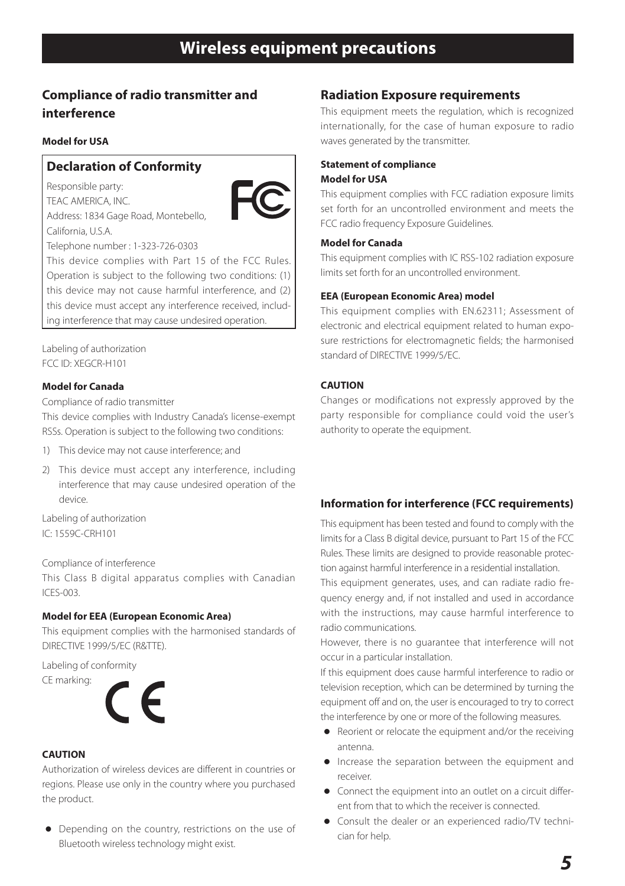# Wireless equipment precautions

## Compliance of radio transmitter and interference

**Model for USA**

### Declaration of Conformity

Responsible party:
TEAC AMERICA, INC.
Address: 1834 Gage Road, Montebello, California, U.S.A.
Telephone number : 1-323-726-0303

This device complies with Part 15 of the FCC Rules. Operation is subject to the following two conditions: (1) this device may not cause harmful interference, and (2) this device must accept any interference received, including interference that may cause undesired operation.

Labeling of authorization
FCC ID: XEGCR-H101

**Model for Canada**

Compliance of radio transmitter

This device complies with Industry Canada's license-exempt RSSs. Operation is subject to the following two conditions:

1) This device may not cause interference; and
2) This device must accept any interference, including interference that may cause undesired operation of the device.

Labeling of authorization
IC: 1559C-CRH101

Compliance of interference

This Class B digital apparatus complies with Canadian ICES-003.

**Model for EEA (European Economic Area)**

This equipment complies with the harmonised standards of DIRECTIVE 1999/5/EC (R&TTE).

Labeling of conformity
CE marking:

**CAUTION**

Authorization of wireless devices are different in countries or regions. Please use only in the country where you purchased the product.

- Depending on the country, restrictions on the use of Bluetooth wireless technology might exist.

## Radiation Exposure requirements

This equipment meets the regulation, which is recognized internationally, for the case of human exposure to radio waves generated by the transmitter.

**Statement of compliance**
**Model for USA**

This equipment complies with FCC radiation exposure limits set forth for an uncontrolled environment and meets the FCC radio frequency Exposure Guidelines.

**Model for Canada**

This equipment complies with IC RSS-102 radiation exposure limits set forth for an uncontrolled environment.

**EEA (European Economic Area) model**

This equipment complies with EN.62311; Assessment of electronic and electrical equipment related to human exposure restrictions for electromagnetic fields; the harmonised standard of DIRECTIVE 1999/5/EC.

**CAUTION**

Changes or modifications not expressly approved by the party responsible for compliance could void the user's authority to operate the equipment.

## Information for interference (FCC requirements)

This equipment has been tested and found to comply with the limits for a Class B digital device, pursuant to Part 15 of the FCC Rules. These limits are designed to provide reasonable protection against harmful interference in a residential installation.

This equipment generates, uses, and can radiate radio frequency energy and, if not installed and used in accordance with the instructions, may cause harmful interference to radio communications.

However, there is no guarantee that interference will not occur in a particular installation.

If this equipment does cause harmful interference to radio or television reception, which can be determined by turning the equipment off and on, the user is encouraged to try to correct the interference by one or more of the following measures.

- Reorient or relocate the equipment and/or the receiving antenna.
- Increase the separation between the equipment and receiver.
- Connect the equipment into an outlet on a circuit different from that to which the receiver is connected.
- Consult the dealer or an experienced radio/TV technician for help.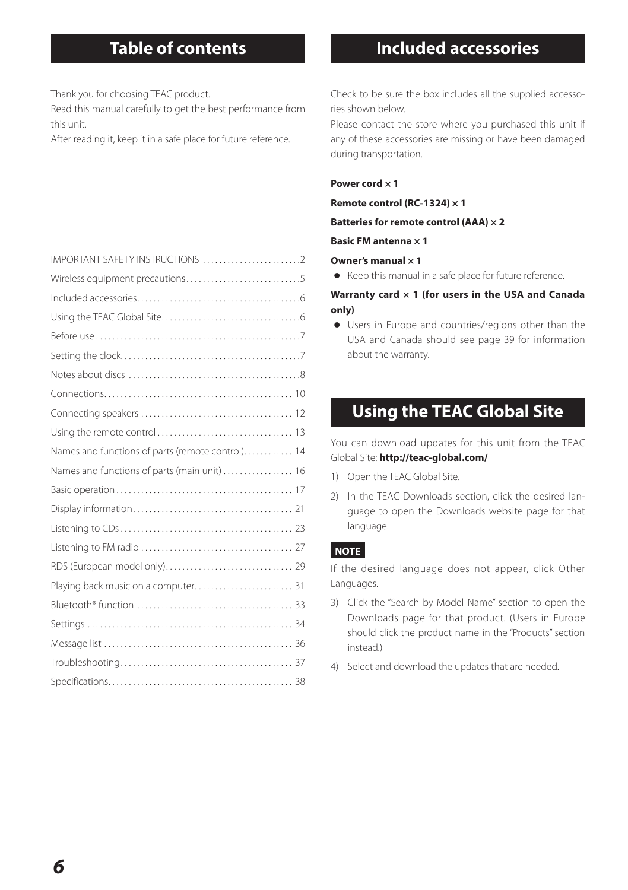# Table of contents

Thank you for choosing TEAC product.

Read this manual carefully to get the best performance from this unit.

After reading it, keep it in a safe place for future reference.

| | |
|---|---|
| IMPORTANT SAFETY INSTRUCTIONS | 2 |
| Wireless equipment precautions | 5 |
| Included accessories | 6 |
| Using the TEAC Global Site | 6 |
| Before use | 7 |
| Setting the clock | 7 |
| Notes about discs | 8 |
| Connections | 10 |
| Connecting speakers | 12 |
| Using the remote control | 13 |
| Names and functions of parts (remote control) | 14 |
| Names and functions of parts (main unit) | 16 |
| Basic operation | 17 |
| Display information | 21 |
| Listening to CDs | 23 |
| Listening to FM radio | 27 |
| RDS (European model only) | 29 |
| Playing back music on a computer | 31 |
| Bluetooth® function | 33 |
| Settings | 34 |
| Message list | 36 |
| Troubleshooting | 37 |
| Specifications | 38 |

# Included accessories

Check to be sure the box includes all the supplied accessories shown below.

Please contact the store where you purchased this unit if any of these accessories are missing or have been damaged during transportation.

**Power cord × 1**

**Remote control (RC-1324) × 1**

**Batteries for remote control (AAA) × 2**

**Basic FM antenna × 1**

**Owner's manual × 1**

- Keep this manual in a safe place for future reference.

**Warranty card × 1 (for users in the USA and Canada only)**

- Users in Europe and countries/regions other than the USA and Canada should see page 39 for information about the warranty.

# Using the TEAC Global Site

You can download updates for this unit from the TEAC Global Site: **http://teac-global.com/**

1) Open the TEAC Global Site.
2) In the TEAC Downloads section, click the desired language to open the Downloads website page for that language.

**NOTE**

If the desired language does not appear, click Other Languages.

3) Click the "Search by Model Name" section to open the Downloads page for that product. (Users in Europe should click the product name in the "Products" section instead.)
4) Select and download the updates that are needed.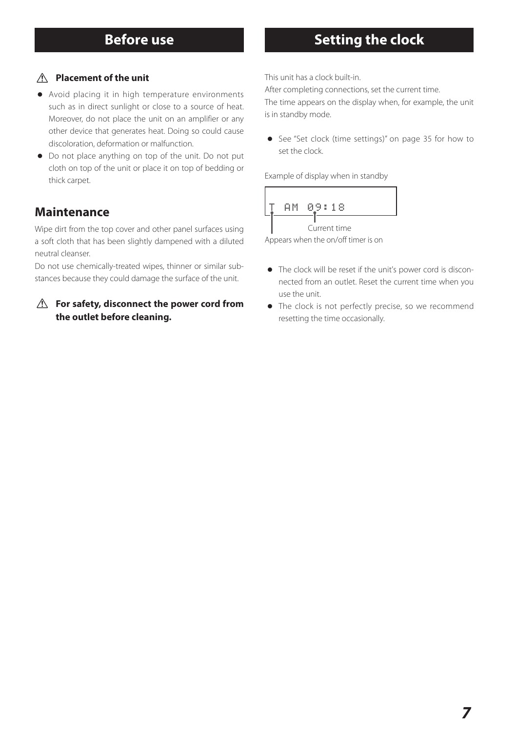## Before use

**⚠ Placement of the unit**

- Avoid placing it in high temperature environments such as in direct sunlight or close to a source of heat. Moreover, do not place the unit on an amplifier or any other device that generates heat. Doing so could cause discoloration, deformation or malfunction.
- Do not place anything on top of the unit. Do not put cloth on top of the unit or place it on top of bedding or thick carpet.

### Maintenance

Wipe dirt from the top cover and other panel surfaces using a soft cloth that has been slightly dampened with a diluted neutral cleanser.

Do not use chemically-treated wipes, thinner or similar substances because they could damage the surface of the unit.

**⚠ For safety, disconnect the power cord from the outlet before cleaning.**

## Setting the clock

This unit has a clock built-in.

After completing connections, set the current time.

The time appears on the display when, for example, the unit is in standby mode.

- See "Set clock (time settings)" on page 35 for how to set the clock.

Example of display when in standby

```
T  AM  09:18
```

Current time

Appears when the on/off timer is on

- The clock will be reset if the unit's power cord is disconnected from an outlet. Reset the current time when you use the unit.
- The clock is not perfectly precise, so we recommend resetting the time occasionally.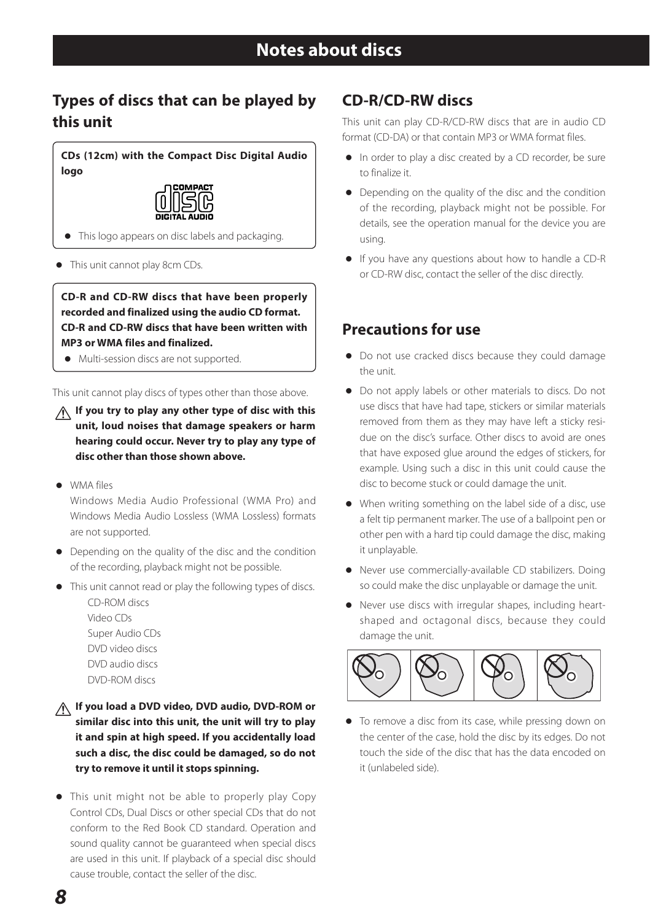# Notes about discs

## Types of discs that can be played by this unit

**CDs (12cm) with the Compact Disc Digital Audio logo**

- This logo appears on disc labels and packaging.

- This unit cannot play 8cm CDs.

**CD-R and CD-RW discs that have been properly recorded and finalized using the audio CD format. CD-R and CD-RW discs that have been written with MP3 or WMA files and finalized.**

- Multi-session discs are not supported.

This unit cannot play discs of types other than those above.

⚠ **If you try to play any other type of disc with this unit, loud noises that damage speakers or harm hearing could occur. Never try to play any type of disc other than those shown above.**

- WMA files
  Windows Media Audio Professional (WMA Pro) and Windows Media Audio Lossless (WMA Lossless) formats are not supported.
- Depending on the quality of the disc and the condition of the recording, playback might not be possible.
- This unit cannot read or play the following types of discs.
  CD-ROM discs
  Video CDs
  Super Audio CDs
  DVD video discs
  DVD audio discs
  DVD-ROM discs

⚠ **If you load a DVD video, DVD audio, DVD-ROM or similar disc into this unit, the unit will try to play it and spin at high speed. If you accidentally load such a disc, the disc could be damaged, so do not try to remove it until it stops spinning.**

- This unit might not be able to properly play Copy Control CDs, Dual Discs or other special CDs that do not conform to the Red Book CD standard. Operation and sound quality cannot be guaranteed when special discs are used in this unit. If playback of a special disc should cause trouble, contact the seller of the disc.

## CD-R/CD-RW discs

This unit can play CD-R/CD-RW discs that are in audio CD format (CD-DA) or that contain MP3 or WMA format files.

- In order to play a disc created by a CD recorder, be sure to finalize it.
- Depending on the quality of the disc and the condition of the recording, playback might not be possible. For details, see the operation manual for the device you are using.
- If you have any questions about how to handle a CD-R or CD-RW disc, contact the seller of the disc directly.

## Precautions for use

- Do not use cracked discs because they could damage the unit.
- Do not apply labels or other materials to discs. Do not use discs that have had tape, stickers or similar materials removed from them as they may have left a sticky residue on the disc's surface. Other discs to avoid are ones that have exposed glue around the edges of stickers, for example. Using such a disc in this unit could cause the disc to become stuck or could damage the unit.
- When writing something on the label side of a disc, use a felt tip permanent marker. The use of a ballpoint pen or other pen with a hard tip could damage the disc, making it unplayable.
- Never use commercially-available CD stabilizers. Doing so could make the disc unplayable or damage the unit.
- Never use discs with irregular shapes, including heart-shaped and octagonal discs, because they could damage the unit.
- To remove a disc from its case, while pressing down on the center of the case, hold the disc by its edges. Do not touch the side of the disc that has the data encoded on it (unlabeled side).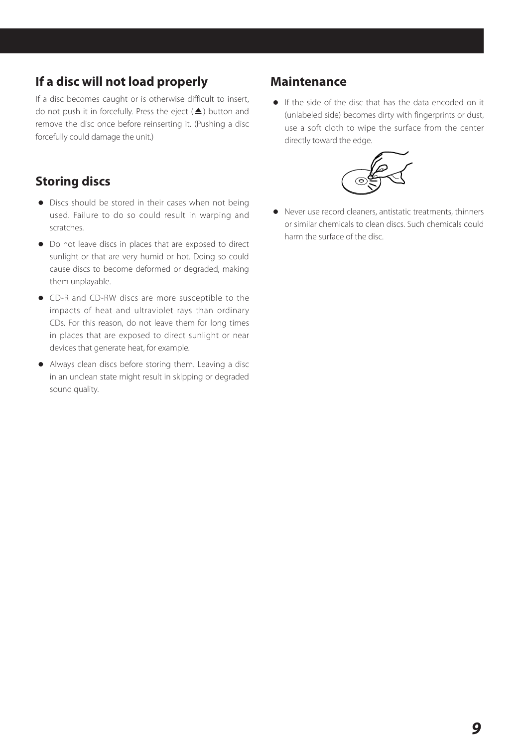## If a disc will not load properly

If a disc becomes caught or is otherwise difficult to insert, do not push it in forcefully. Press the eject (⏏) button and remove the disc once before reinserting it. (Pushing a disc forcefully could damage the unit.)

## Storing discs

- Discs should be stored in their cases when not being used. Failure to do so could result in warping and scratches.
- Do not leave discs in places that are exposed to direct sunlight or that are very humid or hot. Doing so could cause discs to become deformed or degraded, making them unplayable.
- CD-R and CD-RW discs are more susceptible to the impacts of heat and ultraviolet rays than ordinary CDs. For this reason, do not leave them for long times in places that are exposed to direct sunlight or near devices that generate heat, for example.
- Always clean discs before storing them. Leaving a disc in an unclean state might result in skipping or degraded sound quality.

## Maintenance

- If the side of the disc that has the data encoded on it (unlabeled side) becomes dirty with fingerprints or dust, use a soft cloth to wipe the surface from the center directly toward the edge.
- Never use record cleaners, antistatic treatments, thinners or similar chemicals to clean discs. Such chemicals could harm the surface of the disc.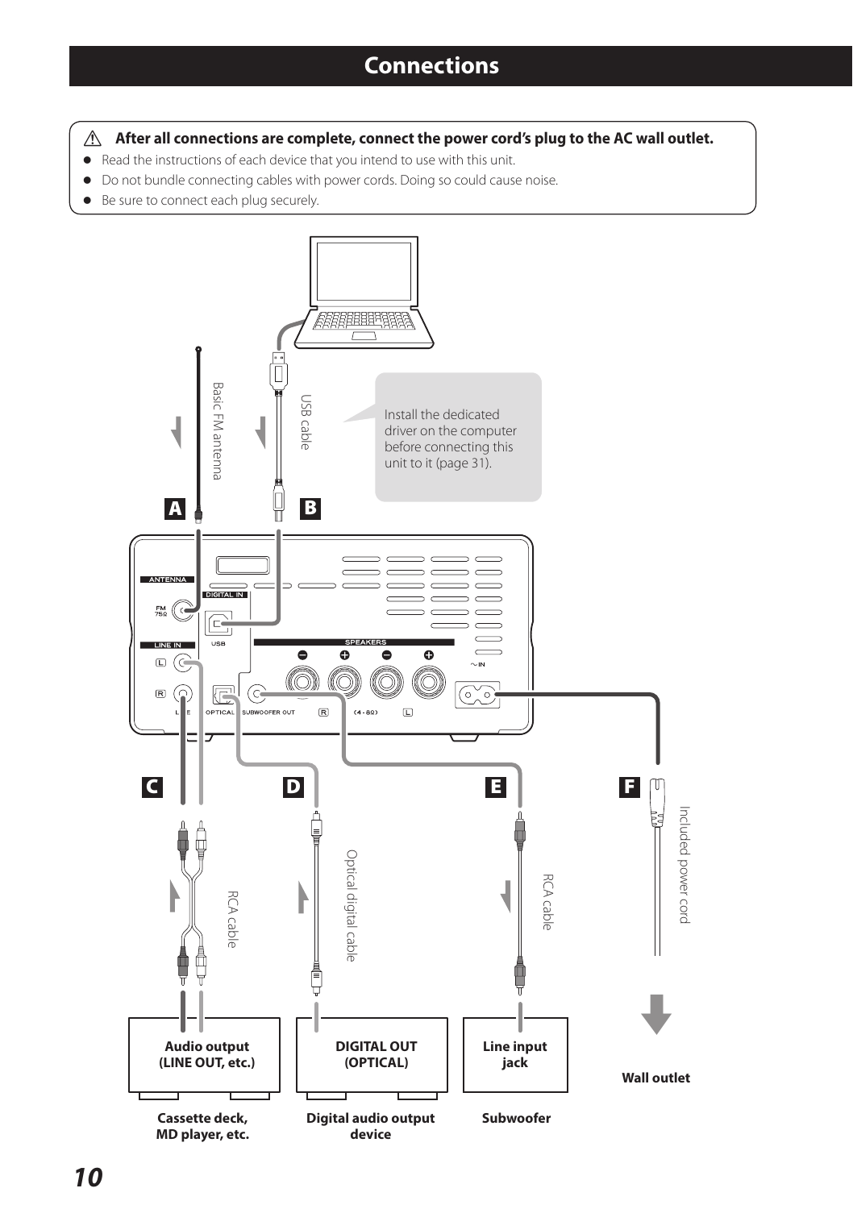# Connections

⚠ **After all connections are complete, connect the power cord's plug to the AC wall outlet.**

- Read the instructions of each device that you intend to use with this unit.
- Do not bundle connecting cables with power cords. Doing so could cause noise.
- Be sure to connect each plug securely.

Install the dedicated driver on the computer before connecting this unit to it (page 31).

**A** Basic FM antenna

**B** USB cable

**C** RCA cable

**D** Optical digital cable

**E** RCA cable

**F** Included power cord

ANTENNA FM 75Ω

DIGITAL IN USB

LINE IN L R LINE

OPTICAL

SUBWOOFER OUT

SPEAKERS R (4 - 8Ω) L

~IN

**Audio output (LINE OUT, etc.)**

**Cassette deck, MD player, etc.**

**DIGITAL OUT (OPTICAL)**

**Digital audio output device**

**Line input jack**

**Subwoofer**

**Wall outlet**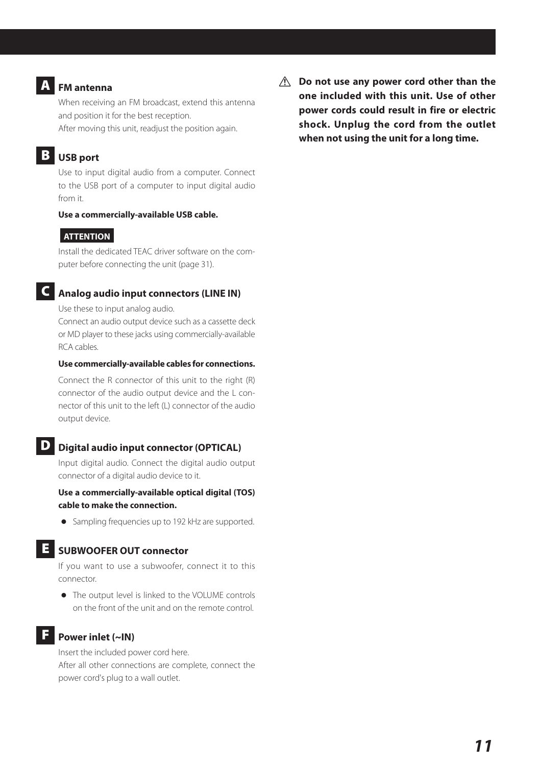### A FM antenna

When receiving an FM broadcast, extend this antenna and position it for the best reception.

After moving this unit, readjust the position again.

### B USB port

Use to input digital audio from a computer. Connect to the USB port of a computer to input digital audio from it.

**Use a commercially-available USB cable.**

**ATTENTION**

Install the dedicated TEAC driver software on the computer before connecting the unit (page 31).

### C Analog audio input connectors (LINE IN)

Use these to input analog audio.

Connect an audio output device such as a cassette deck or MD player to these jacks using commercially-available RCA cables.

**Use commercially-available cables for connections.**

Connect the R connector of this unit to the right (R) connector of the audio output device and the L connector of this unit to the left (L) connector of the audio output device.

### D Digital audio input connector (OPTICAL)

Input digital audio. Connect the digital audio output connector of a digital audio device to it.

**Use a commercially-available optical digital (TOS) cable to make the connection.**

- Sampling frequencies up to 192 kHz are supported.

### E SUBWOOFER OUT connector

If you want to use a subwoofer, connect it to this connector.

- The output level is linked to the VOLUME controls on the front of the unit and on the remote control.

### F Power inlet (~IN)

Insert the included power cord here.

After all other connections are complete, connect the power cord's plug to a wall outlet.

⚠ **Do not use any power cord other than the one included with this unit. Use of other power cords could result in fire or electric shock. Unplug the cord from the outlet when not using the unit for a long time.**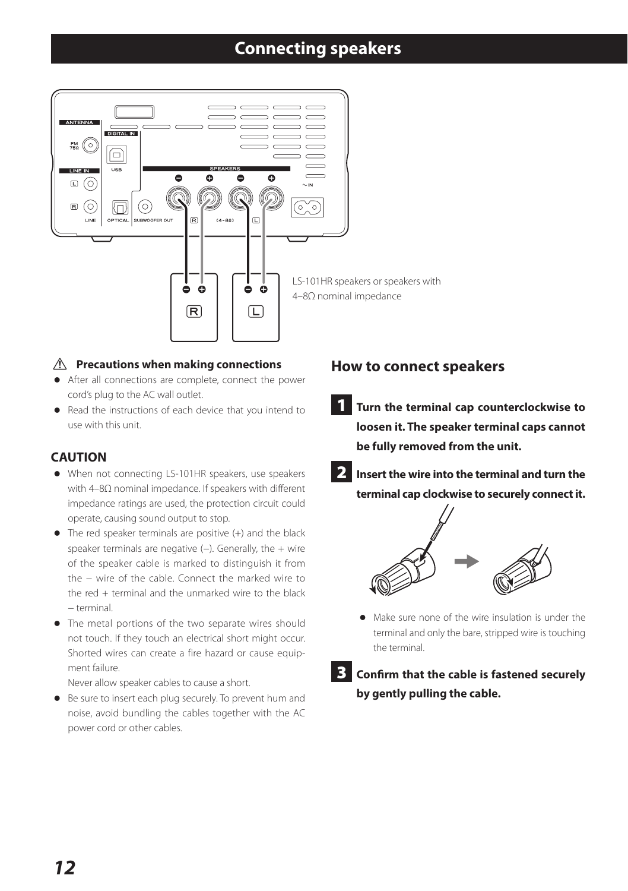# Connecting speakers

LS-101HR speakers or speakers with 4–8Ω nominal impedance

### ⚠ Precautions when making connections

- After all connections are complete, connect the power cord's plug to the AC wall outlet.
- Read the instructions of each device that you intend to use with this unit.

## CAUTION

- When not connecting LS-101HR speakers, use speakers with 4–8Ω nominal impedance. If speakers with different impedance ratings are used, the protection circuit could operate, causing sound output to stop.
- The red speaker terminals are positive (+) and the black speaker terminals are negative (–). Generally, the + wire of the speaker cable is marked to distinguish it from the – wire of the cable. Connect the marked wire to the red + terminal and the unmarked wire to the black – terminal.
- The metal portions of the two separate wires should not touch. If they touch an electrical short might occur. Shorted wires can create a fire hazard or cause equipment failure.
  Never allow speaker cables to cause a short.
- Be sure to insert each plug securely. To prevent hum and noise, avoid bundling the cables together with the AC power cord or other cables.

## How to connect speakers

**1 Turn the terminal cap counterclockwise to loosen it. The speaker terminal caps cannot be fully removed from the unit.**

**2 Insert the wire into the terminal and turn the terminal cap clockwise to securely connect it.**

- Make sure none of the wire insulation is under the terminal and only the bare, stripped wire is touching the terminal.

**3 Confirm that the cable is fastened securely by gently pulling the cable.**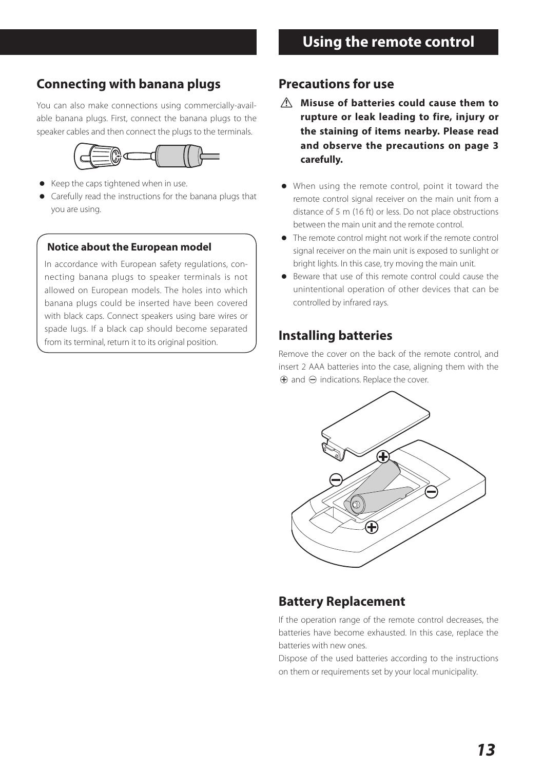## Connecting with banana plugs

You can also make connections using commercially-available banana plugs. First, connect the banana plugs to the speaker cables and then connect the plugs to the terminals.

- Keep the caps tightened when in use.
- Carefully read the instructions for the banana plugs that you are using.

**Notice about the European model**

In accordance with European safety regulations, connecting banana plugs to speaker terminals is not allowed on European models. The holes into which banana plugs could be inserted have been covered with black caps. Connect speakers using bare wires or spade lugs. If a black cap should become separated from its terminal, return it to its original position.

# Using the remote control

## Precautions for use

⚠ **Misuse of batteries could cause them to rupture or leak leading to fire, injury or the staining of items nearby. Please read and observe the precautions on page 3 carefully.**

- When using the remote control, point it toward the remote control signal receiver on the main unit from a distance of 5 m (16 ft) or less. Do not place obstructions between the main unit and the remote control.
- The remote control might not work if the remote control signal receiver on the main unit is exposed to sunlight or bright lights. In this case, try moving the main unit.
- Beware that use of this remote control could cause the unintentional operation of other devices that can be controlled by infrared rays.

## Installing batteries

Remove the cover on the back of the remote control, and insert 2 AAA batteries into the case, aligning them with the ⊕ and ⊖ indications. Replace the cover.

## Battery Replacement

If the operation range of the remote control decreases, the batteries have become exhausted. In this case, replace the batteries with new ones.

Dispose of the used batteries according to the instructions on them or requirements set by your local municipality.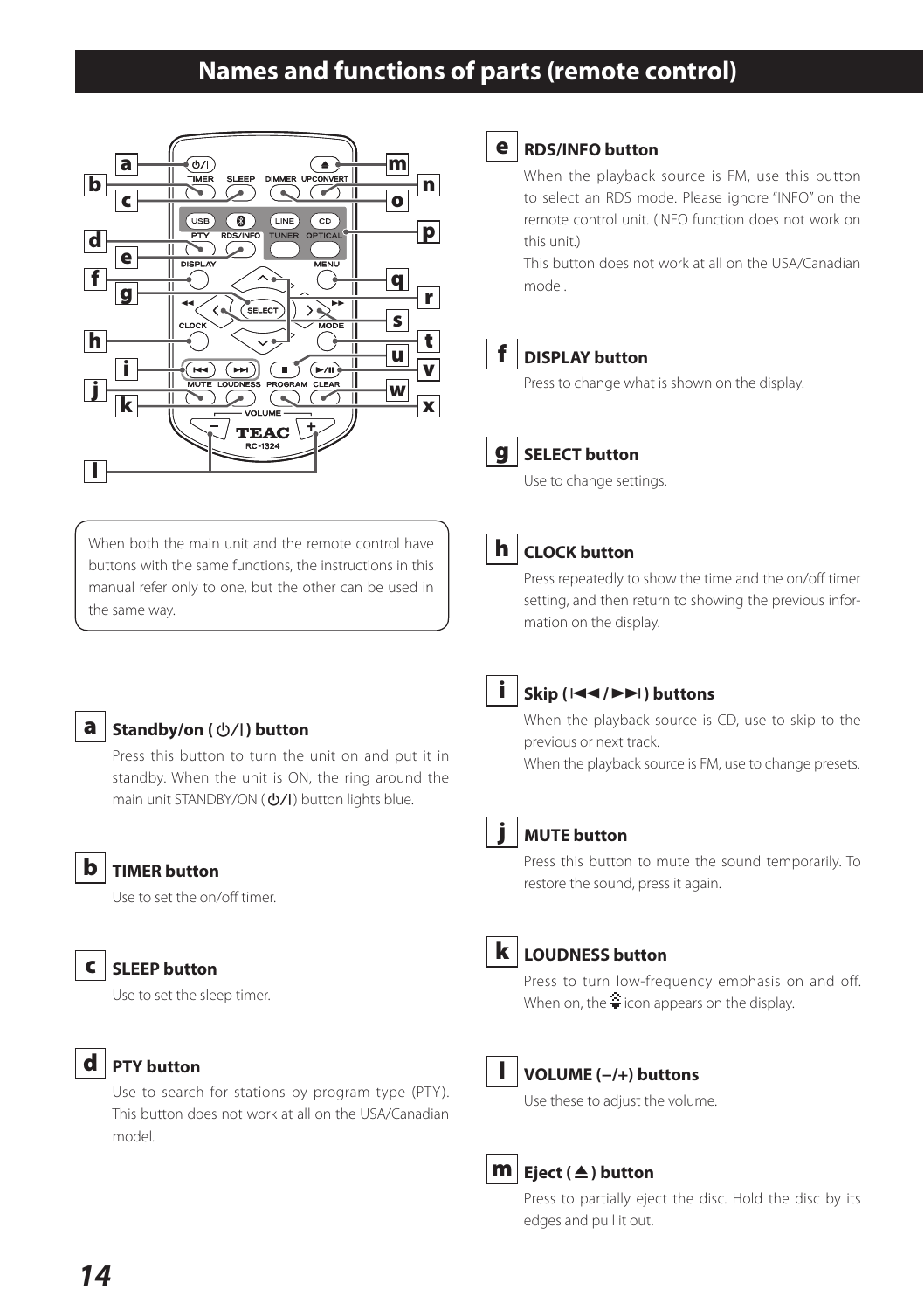# Names and functions of parts (remote control)

When both the main unit and the remote control have buttons with the same functions, the instructions in this manual refer only to one, but the other can be used in the same way.

**a** **Standby/on ( ⏻/| ) button**

Press this button to turn the unit on and put it in standby. When the unit is ON, the ring around the main unit STANDBY/ON ( ⏻/| ) button lights blue.

**b** **TIMER button**

Use to set the on/off timer.

**c** **SLEEP button**

Use to set the sleep timer.

**d** **PTY button**

Use to search for stations by program type (PTY). This button does not work at all on the USA/Canadian model.

**e** **RDS/INFO button**

When the playback source is FM, use this button to select an RDS mode. Please ignore "INFO" on the remote control unit. (INFO function does not work on this unit.)

This button does not work at all on the USA/Canadian model.

**f** **DISPLAY button**

Press to change what is shown on the display.

**g** **SELECT button**

Use to change settings.

**h** **CLOCK button**

Press repeatedly to show the time and the on/off timer setting, and then return to showing the previous information on the display.

**i** **Skip ( ⏮ / ⏭ ) buttons**

When the playback source is CD, use to skip to the previous or next track.

When the playback source is FM, use to change presets.

**j** **MUTE button**

Press this button to mute the sound temporarily. To restore the sound, press it again.

**k** **LOUDNESS button**

Press to turn low-frequency emphasis on and off. When on, the icon appears on the display.

**l** **VOLUME (–/+) buttons**

Use these to adjust the volume.

**m** **Eject ( ⏏ ) button**

Press to partially eject the disc. Hold the disc by its edges and pull it out.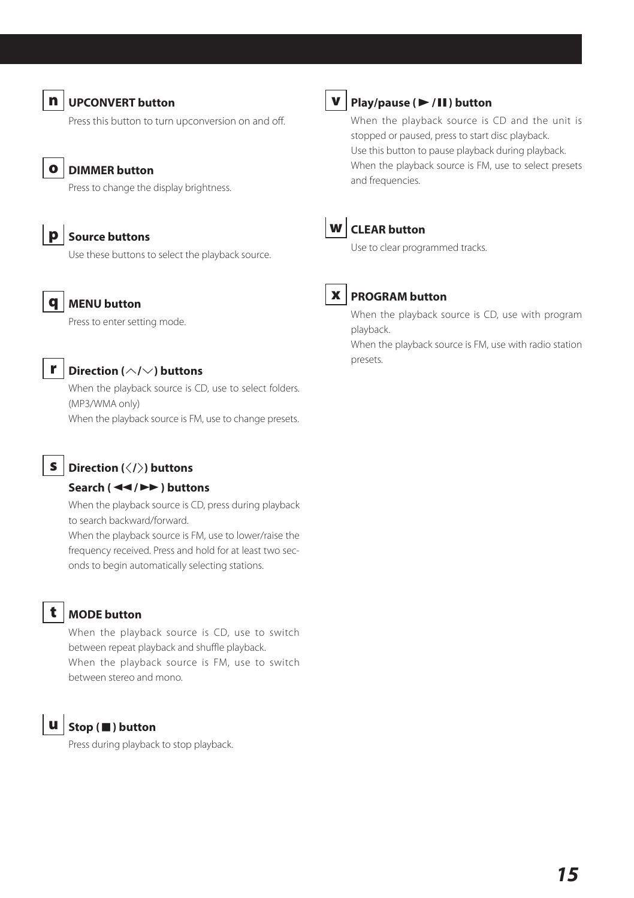**n** **UPCONVERT button**

Press this button to turn upconversion on and off.

**o** **DIMMER button**

Press to change the display brightness.

**p** **Source buttons**

Use these buttons to select the playback source.

**q** **MENU button**

Press to enter setting mode.

**r** **Direction (∧/∨) buttons**

When the playback source is CD, use to select folders. (MP3/WMA only)

When the playback source is FM, use to change presets.

**s** **Direction (〈/〉) buttons**

**Search ( ◄◄ / ►► ) buttons**

When the playback source is CD, press during playback to search backward/forward.

When the playback source is FM, use to lower/raise the frequency received. Press and hold for at least two seconds to begin automatically selecting stations.

**t** **MODE button**

When the playback source is CD, use to switch between repeat playback and shuffle playback.

When the playback source is FM, use to switch between stereo and mono.

**u** **Stop ( ■ ) button**

Press during playback to stop playback.

**v** **Play/pause ( ► / II ) button**

When the playback source is CD and the unit is stopped or paused, press to start disc playback.

Use this button to pause playback during playback.

When the playback source is FM, use to select presets and frequencies.

**w** **CLEAR button**

Use to clear programmed tracks.

**x** **PROGRAM button**

When the playback source is CD, use with program playback.

When the playback source is FM, use with radio station presets.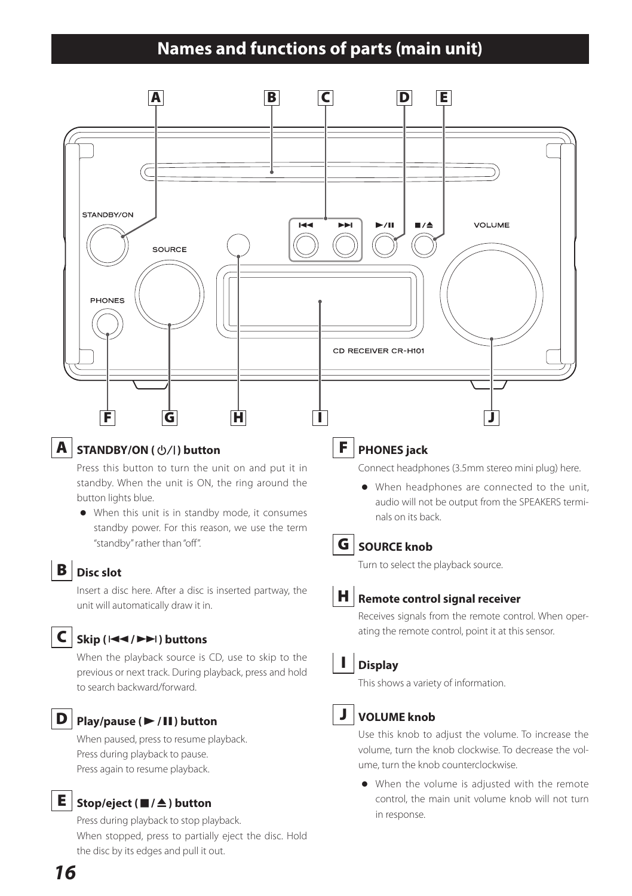# Names and functions of parts (main unit)

**A** **STANDBY/ON (⏻/|) button**

Press this button to turn the unit on and put it in standby. When the unit is ON, the ring around the button lights blue.

- When this unit is in standby mode, it consumes standby power. For this reason, we use the term "standby" rather than "off".

**B** **Disc slot**

Insert a disc here. After a disc is inserted partway, the unit will automatically draw it in.

**C** **Skip (|◄◄/►►|) buttons**

When the playback source is CD, use to skip to the previous or next track. During playback, press and hold to search backward/forward.

**D** **Play/pause (►/❚❚) button**

When paused, press to resume playback.
Press during playback to pause.
Press again to resume playback.

**E** **Stop/eject (■/⏏) button**

Press during playback to stop playback.
When stopped, press to partially eject the disc. Hold the disc by its edges and pull it out.

**F** **PHONES jack**

Connect headphones (3.5mm stereo mini plug) here.

- When headphones are connected to the unit, audio will not be output from the SPEAKERS terminals on its back.

**G** **SOURCE knob**

Turn to select the playback source.

**H** **Remote control signal receiver**

Receives signals from the remote control. When operating the remote control, point it at this sensor.

**I** **Display**

This shows a variety of information.

**J** **VOLUME knob**

Use this knob to adjust the volume. To increase the volume, turn the knob clockwise. To decrease the volume, turn the knob counterclockwise.

- When the volume is adjusted with the remote control, the main unit volume knob will not turn in response.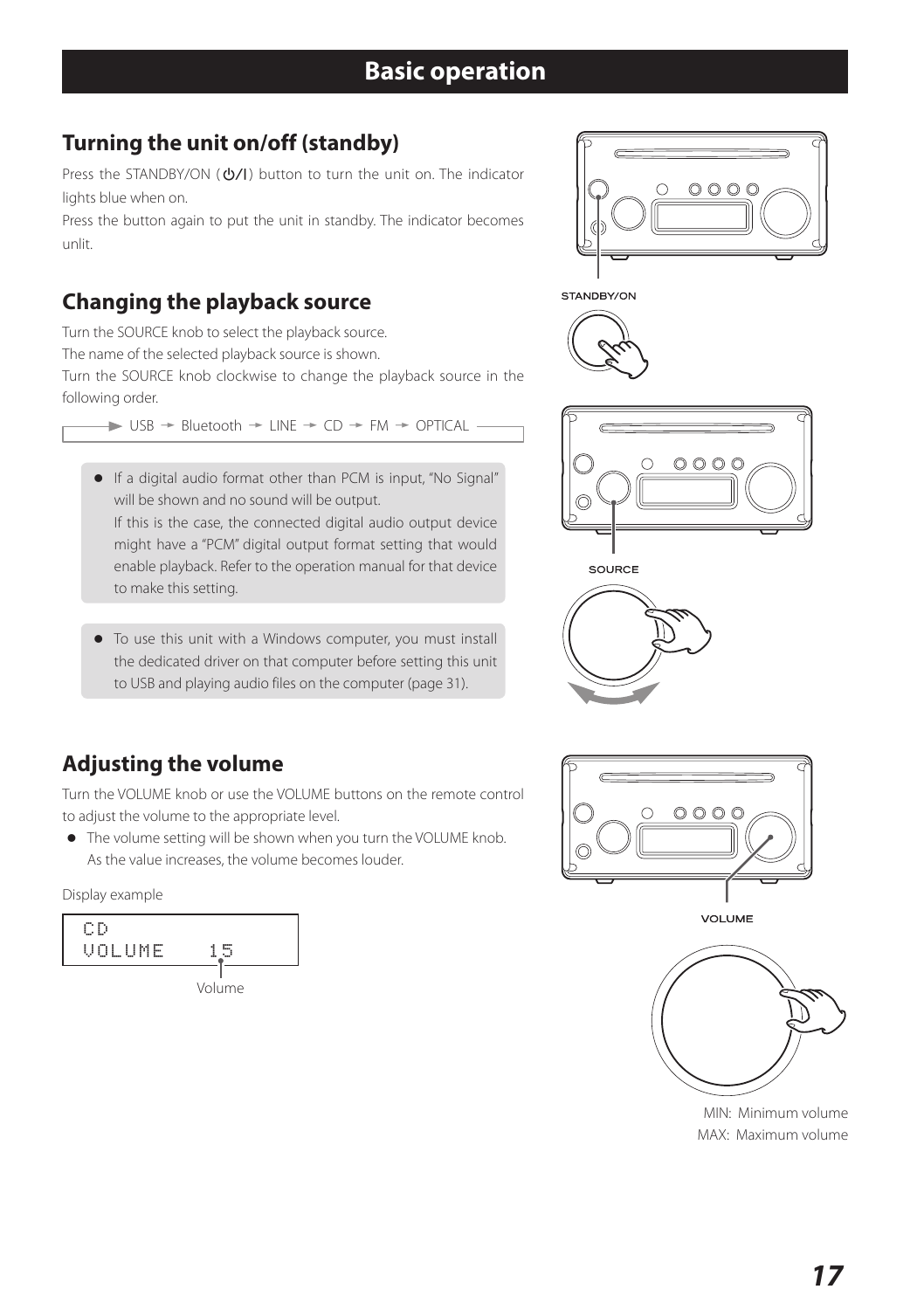# Basic operation

## Turning the unit on/off (standby)

Press the STANDBY/ON (⏻/I) button to turn the unit on. The indicator lights blue when on.

Press the button again to put the unit in standby. The indicator becomes unlit.

STANDBY/ON

## Changing the playback source

Turn the SOURCE knob to select the playback source.

The name of the selected playback source is shown.

Turn the SOURCE knob clockwise to change the playback source in the following order.

→ USB → Bluetooth → LINE → CD → FM → OPTICAL

- If a digital audio format other than PCM is input, "No Signal" will be shown and no sound will be output.
  If this is the case, the connected digital audio output device might have a "PCM" digital output format setting that would enable playback. Refer to the operation manual for that device to make this setting.

- To use this unit with a Windows computer, you must install the dedicated driver on that computer before setting this unit to USB and playing audio files on the computer (page 31).

SOURCE

## Adjusting the volume

Turn the VOLUME knob or use the VOLUME buttons on the remote control to adjust the volume to the appropriate level.

- The volume setting will be shown when you turn the VOLUME knob. As the value increases, the volume becomes louder.

Display example

```
CD
VOLUME    15
```

Volume

VOLUME

MIN: Minimum volume
MAX: Maximum volume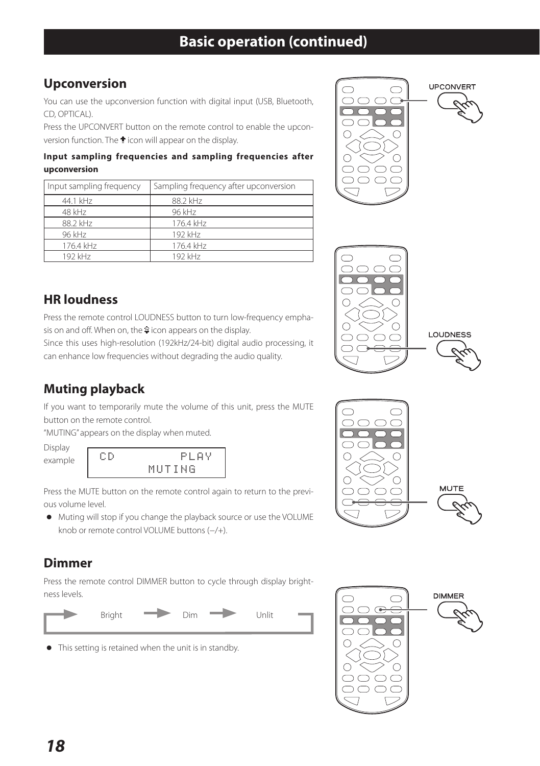# Basic operation (continued)

## Upconversion

You can use the upconversion function with digital input (USB, Bluetooth, CD, OPTICAL).

Press the UPCONVERT button on the remote control to enable the upconversion function. The ⇡ icon will appear on the display.

**Input sampling frequencies and sampling frequencies after upconversion**

| Input sampling frequency | Sampling frequency after upconversion |
|---|---|
| 44.1 kHz | 88.2 kHz |
| 48 kHz | 96 kHz |
| 88.2 kHz | 176.4 kHz |
| 96 kHz | 192 kHz |
| 176.4 kHz | 176.4 kHz |
| 192 kHz | 192 kHz |

UPCONVERT

## HR loudness

Press the remote control LOUDNESS button to turn low-frequency emphasis on and off. When on, the ⇕ icon appears on the display.

Since this uses high-resolution (192kHz/24-bit) digital audio processing, it can enhance low frequencies without degrading the audio quality.

LOUDNESS

## Muting playback

If you want to temporarily mute the volume of this unit, press the MUTE button on the remote control.

"MUTING" appears on the display when muted.

Display example

```
CD          PLAY
       MUTING
```

Press the MUTE button on the remote control again to return to the previous volume level.

- Muting will stop if you change the playback source or use the VOLUME knob or remote control VOLUME buttons (–/+).

MUTE

## Dimmer

Press the remote control DIMMER button to cycle through display brightness levels.

Bright → Dim → Unlit → (back to Bright)

- This setting is retained when the unit is in standby.

DIMMER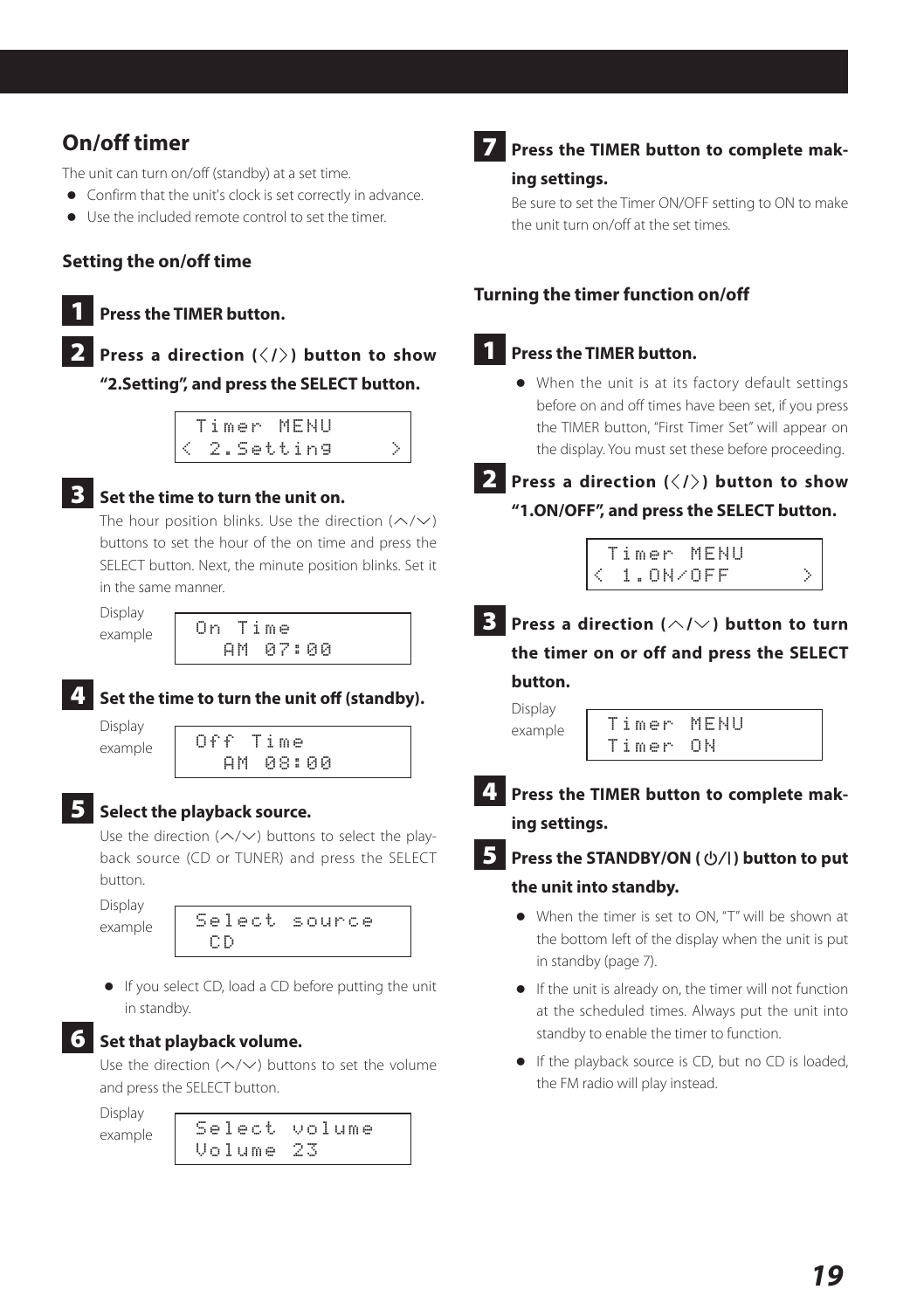## On/off timer

The unit can turn on/off (standby) at a set time.

- Confirm that the unit's clock is set correctly in advance.
- Use the included remote control to set the timer.

### Setting the on/off time

**1 Press the TIMER button.**

**2 Press a direction (〈/〉) button to show “2.Setting”, and press the SELECT button.**

```
 Timer MENU
< 2.Setting    >
```

**3 Set the time to turn the unit on.**

The hour position blinks. Use the direction (︿/﹀) buttons to set the hour of the on time and press the SELECT button. Next, the minute position blinks. Set it in the same manner.

Display example

```
 On Time
    AM 07:00
```

**4 Set the time to turn the unit off (standby).**

Display example

```
 Off Time
    AM 08:00
```

**5 Select the playback source.**

Use the direction (︿/﹀) buttons to select the playback source (CD or TUNER) and press the SELECT button.

Display example

```
 Select source
  CD
```

- If you select CD, load a CD before putting the unit in standby.

**6 Set that playback volume.**

Use the direction (︿/﹀) buttons to set the volume and press the SELECT button.

Display example

```
 Select volume
 Volume 23
```

**7 Press the TIMER button to complete making settings.**

Be sure to set the Timer ON/OFF setting to ON to make the unit turn on/off at the set times.

### Turning the timer function on/off

**1 Press the TIMER button.**

- When the unit is at its factory default settings before on and off times have been set, if you press the TIMER button, “First Timer Set” will appear on the display. You must set these before proceeding.

**2 Press a direction (〈/〉) button to show “1.ON/OFF”, and press the SELECT button.**

```
 Timer MENU
< 1.ON/OFF     >
```

**3 Press a direction (︿/﹀) button to turn the timer on or off and press the SELECT button.**

Display example

```
 Timer MENU
 Timer ON
```

**4 Press the TIMER button to complete making settings.**

**5 Press the STANDBY/ON (⏻/|) button to put the unit into standby.**

- When the timer is set to ON, “T” will be shown at the bottom left of the display when the unit is put in standby (page 7).
- If the unit is already on, the timer will not function at the scheduled times. Always put the unit into standby to enable the timer to function.
- If the playback source is CD, but no CD is loaded, the FM radio will play instead.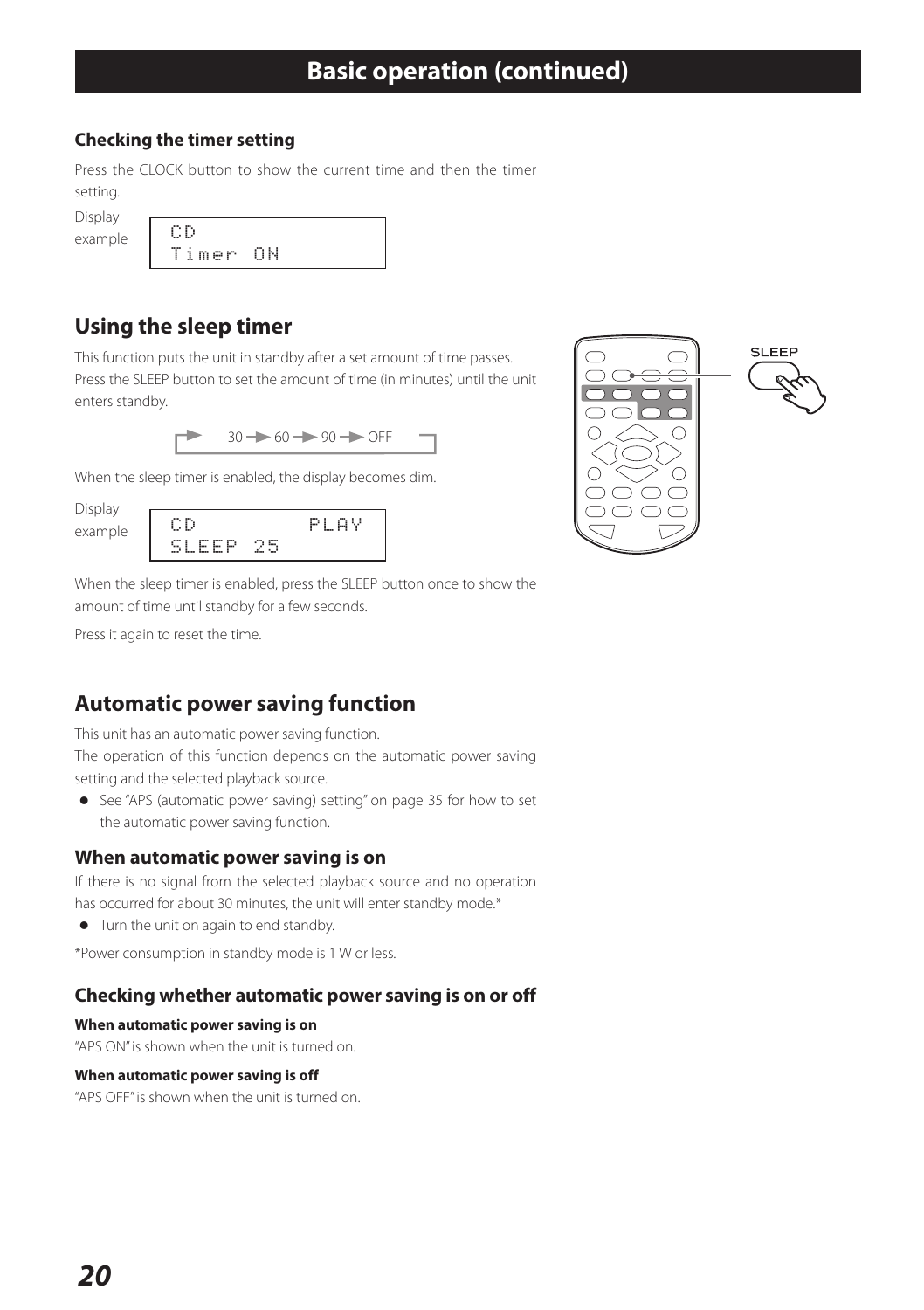# Basic operation (continued)

### Checking the timer setting

Press the CLOCK button to show the current time and then the timer setting.

Display example

```
CD
Timer ON
```

## Using the sleep timer

This function puts the unit in standby after a set amount of time passes.
Press the SLEEP button to set the amount of time (in minutes) until the unit enters standby.

30 → 60 → 90 → OFF

When the sleep timer is enabled, the display becomes dim.

Display example

```
CD          PLAY
SLEEP 25
```

When the sleep timer is enabled, press the SLEEP button once to show the amount of time until standby for a few seconds.

Press it again to reset the time.

SLEEP

## Automatic power saving function

This unit has an automatic power saving function.
The operation of this function depends on the automatic power saving setting and the selected playback source.

- See "APS (automatic power saving) setting" on page 35 for how to set the automatic power saving function.

### When automatic power saving is on

If there is no signal from the selected playback source and no operation has occurred for about 30 minutes, the unit will enter standby mode.*

- Turn the unit on again to end standby.

*Power consumption in standby mode is 1 W or less.

### Checking whether automatic power saving is on or off

**When automatic power saving is on**

"APS ON" is shown when the unit is turned on.

**When automatic power saving is off**

"APS OFF" is shown when the unit is turned on.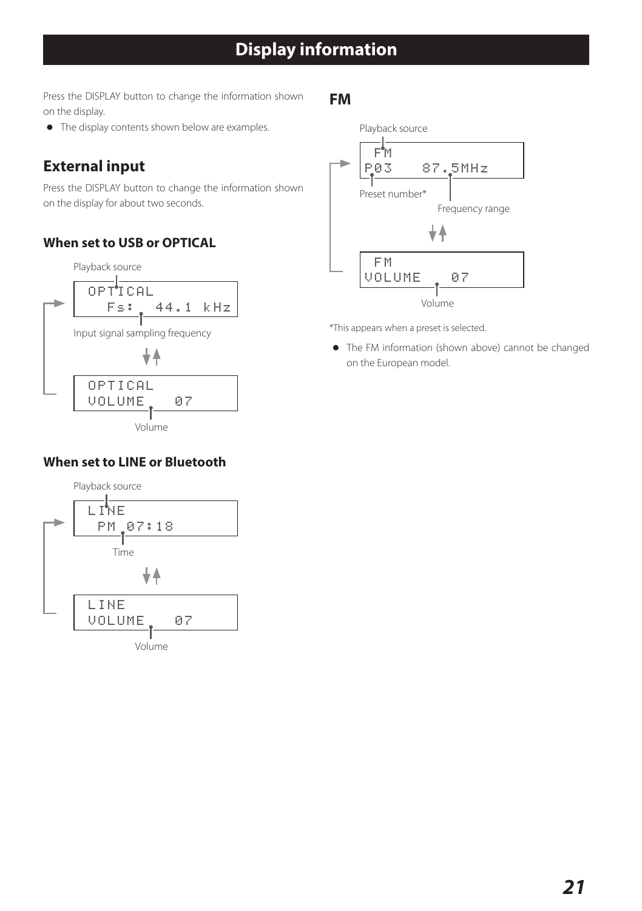# Display information

Press the DISPLAY button to change the information shown on the display.

- The display contents shown below are examples.

## External input

Press the DISPLAY button to change the information shown on the display for about two seconds.

### When set to USB or OPTICAL

Playback source

```
OPTICAL
   Fs:  44.1 kHz
```

Input signal sampling frequency

```
OPTICAL
VOLUME   07
```

Volume

### When set to LINE or Bluetooth

Playback source

```
LINE
 PM 07:18
```

Time

```
LINE
VOLUME   07
```

Volume

## FM

Playback source

```
 FM
P03   87.5MHz
```

Preset number*

Frequency range

```
 FM
VOLUME   07
```

Volume

*This appears when a preset is selected.

- The FM information (shown above) cannot be changed on the European model.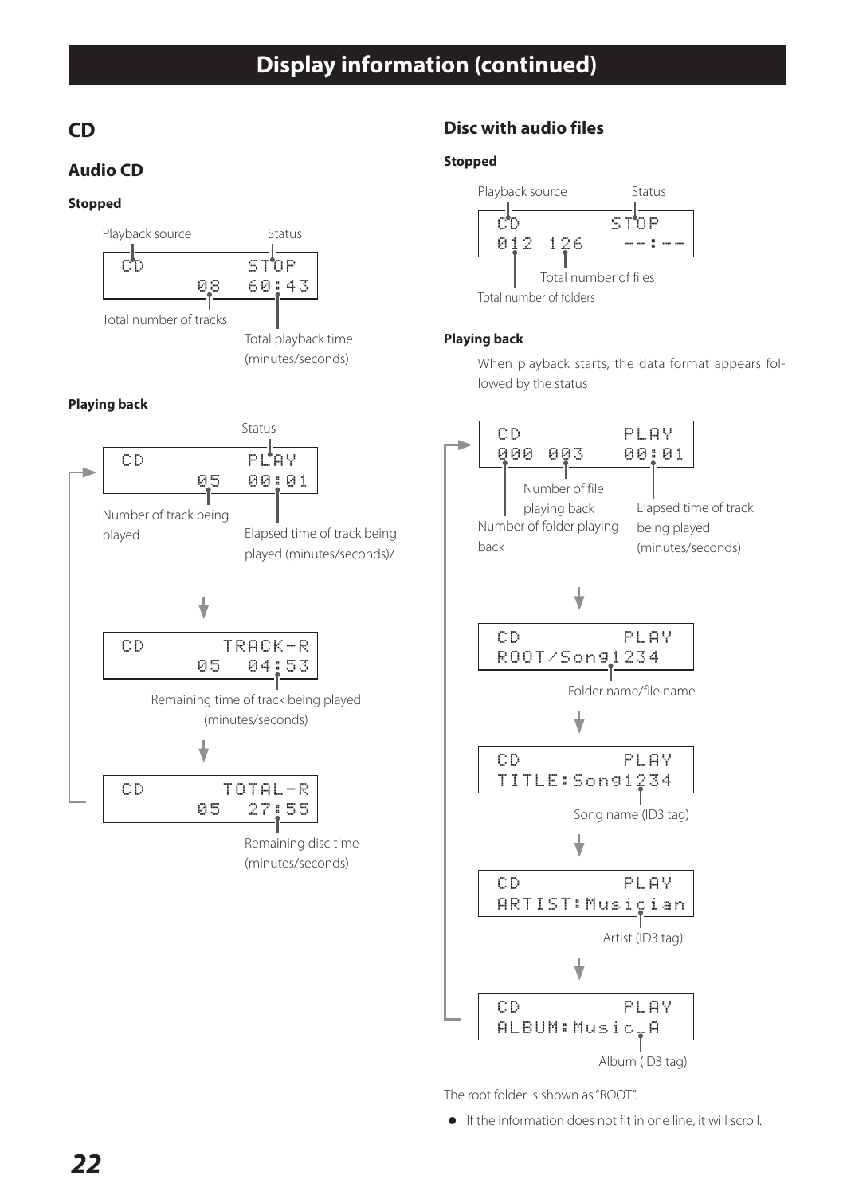# Display information (continued)

## CD

### Audio CD

#### Stopped

```
CD          STOP
       08   60:43
```

Playback source — Status

Total number of tracks

Total playback time (minutes/seconds)

#### Playing back

```
CD          PLAY
       05   00:01
```

Status

Number of track being played

Elapsed time of track being played (minutes/seconds)/

↓

```
CD       TRACK-R
       05   04:53
```

Remaining time of track being played (minutes/seconds)

↓

```
CD       TOTAL-R
       05   27:55
```

Remaining disc time (minutes/seconds)

### Disc with audio files

#### Stopped

```
CD          STOP
012  126   --:--
```

Playback source — Status

Total number of files

Total number of folders

#### Playing back

When playback starts, the data format appears followed by the status

```
CD          PLAY
000  003   00:01
```

Number of file playing back

Number of folder playing back

Elapsed time of track being played (minutes/seconds)

↓

```
CD          PLAY
ROOT/Song1234
```

Folder name/file name

↓

```
CD          PLAY
TITLE:Song1234
```

Song name (ID3 tag)

↓

```
CD          PLAY
ARTIST:Musician
```

Artist (ID3 tag)

↓

```
CD          PLAY
ALBUM:Music_A
```

Album (ID3 tag)

The root folder is shown as "ROOT".

- If the information does not fit in one line, it will scroll.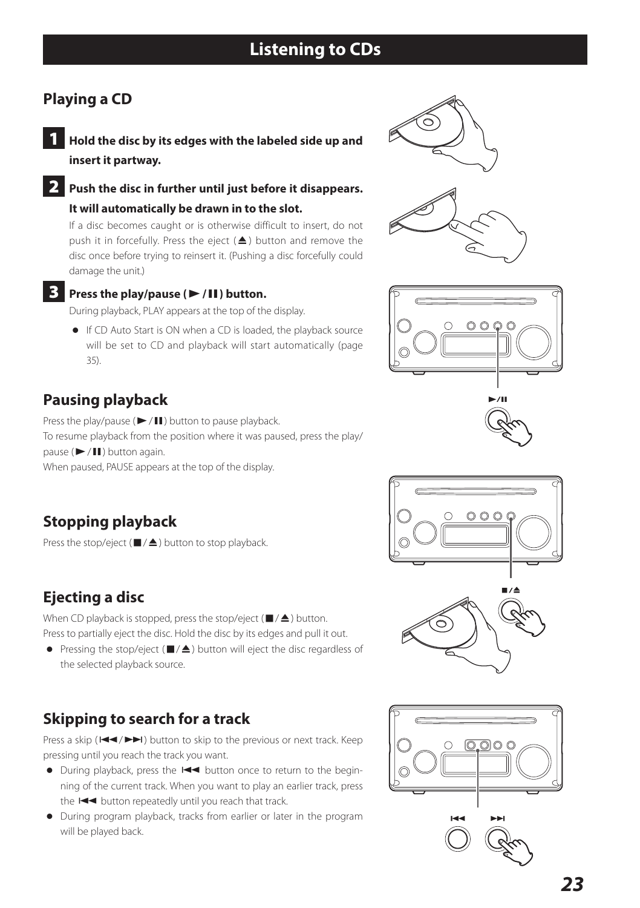# Listening to CDs

## Playing a CD

**1 Hold the disc by its edges with the labeled side up and insert it partway.**

**2 Push the disc in further until just before it disappears. It will automatically be drawn in to the slot.**

If a disc becomes caught or is otherwise difficult to insert, do not push it in forcefully. Press the eject (⏏) button and remove the disc once before trying to reinsert it. (Pushing a disc forcefully could damage the unit.)

**3 Press the play/pause (►/❚❚) button.**

During playback, PLAY appears at the top of the display.

- If CD Auto Start is ON when a CD is loaded, the playback source will be set to CD and playback will start automatically (page 35).

## Pausing playback

Press the play/pause (►/❚❚) button to pause playback.

To resume playback from the position where it was paused, press the play/pause (►/❚❚) button again.

When paused, PAUSE appears at the top of the display.

## Stopping playback

Press the stop/eject (■/⏏) button to stop playback.

## Ejecting a disc

When CD playback is stopped, press the stop/eject (■/⏏) button.

Press to partially eject the disc. Hold the disc by its edges and pull it out.

- Pressing the stop/eject (■/⏏) button will eject the disc regardless of the selected playback source.

## Skipping to search for a track

Press a skip (⏮/⏭) button to skip to the previous or next track. Keep pressing until you reach the track you want.

- During playback, press the ⏮ button once to return to the beginning of the current track. When you want to play an earlier track, press the ⏮ button repeatedly until you reach that track.
- During program playback, tracks from earlier or later in the program will be played back.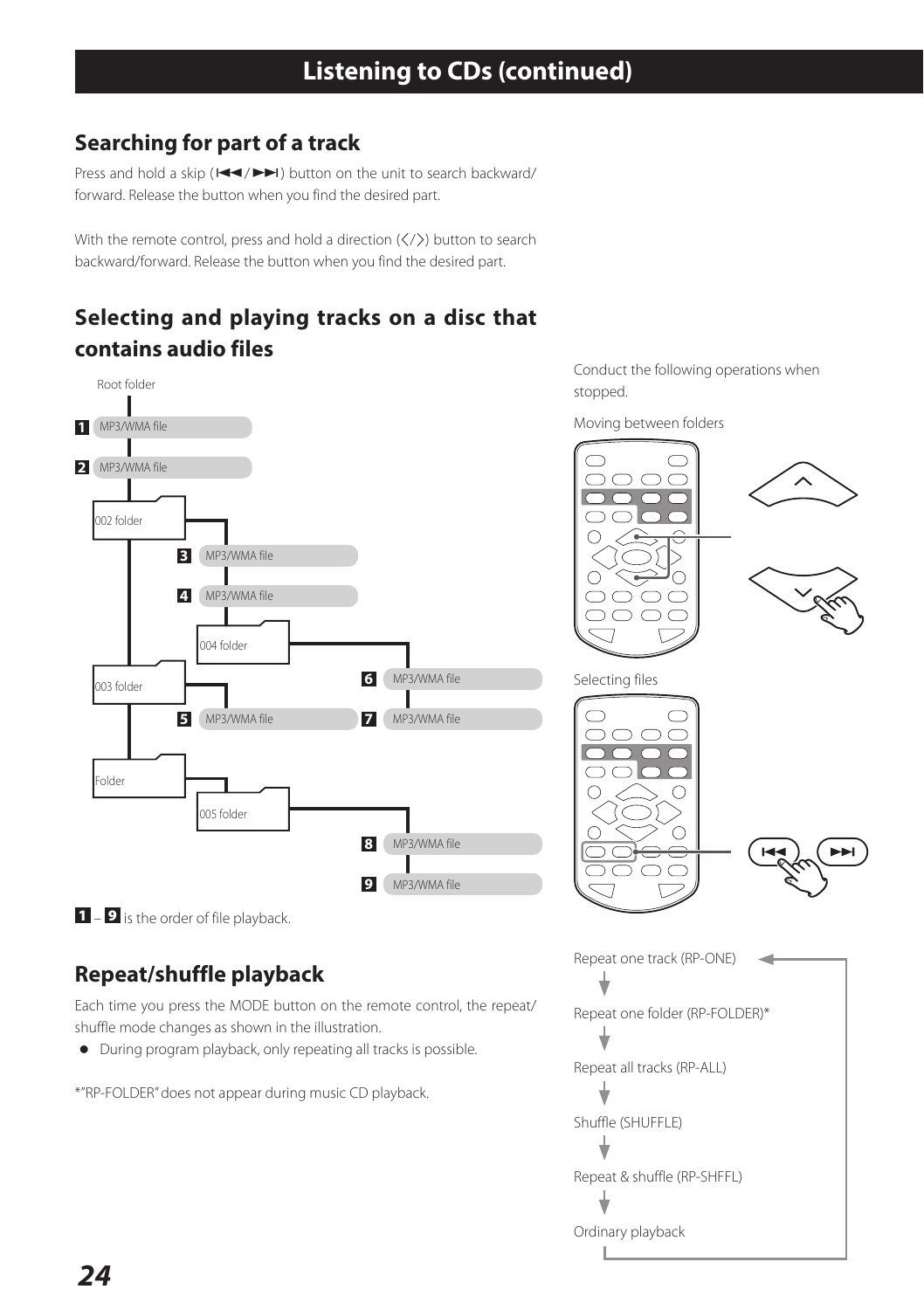# Listening to CDs (continued)

## Searching for part of a track

Press and hold a skip (⏮/⏭) button on the unit to search backward/forward. Release the button when you find the desired part.

With the remote control, press and hold a direction (〈/〉) button to search backward/forward. Release the button when you find the desired part.

## Selecting and playing tracks on a disc that contains audio files

Root folder

1 MP3/WMA file

2 MP3/WMA file

002 folder

3 MP3/WMA file

4 MP3/WMA file

004 folder

6 MP3/WMA file

7 MP3/WMA file

003 folder

5 MP3/WMA file

Folder

005 folder

8 MP3/WMA file

9 MP3/WMA file

1 – 9 is the order of file playback.

Conduct the following operations when stopped.

Moving between folders

Selecting files

## Repeat/shuffle playback

Each time you press the MODE button on the remote control, the repeat/shuffle mode changes as shown in the illustration.

- During program playback, only repeating all tracks is possible.

*"RP-FOLDER" does not appear during music CD playback.

Repeat one track (RP-ONE)

Repeat one folder (RP-FOLDER)*

Repeat all tracks (RP-ALL)

Shuffle (SHUFFLE)

Repeat & shuffle (RP-SHFFL)

Ordinary playback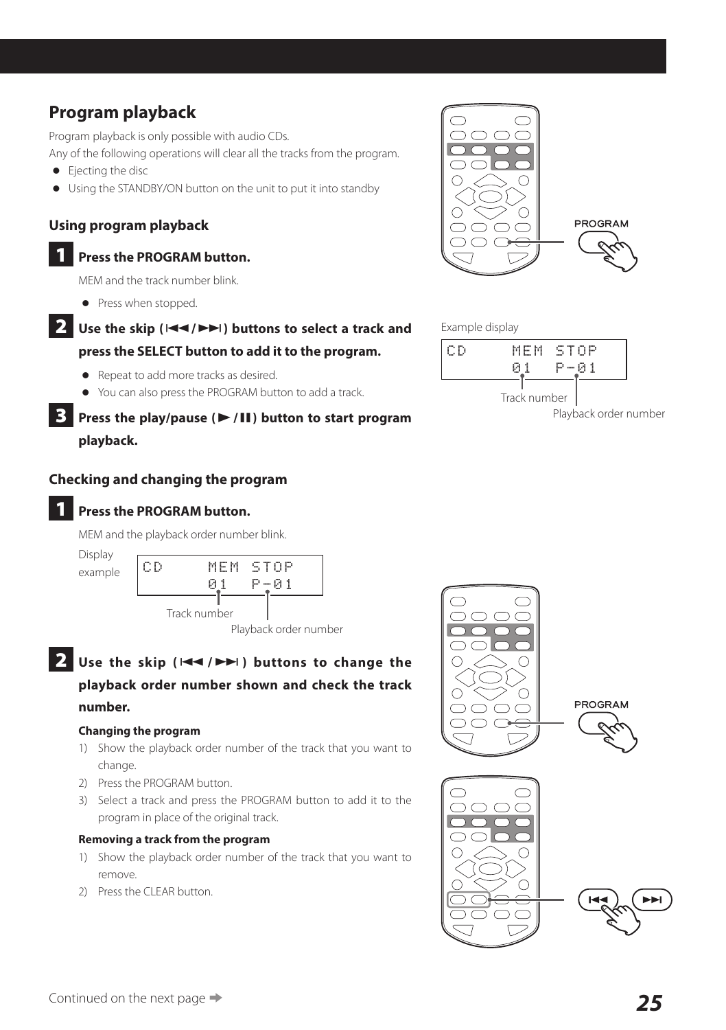## Program playback

Program playback is only possible with audio CDs.

Any of the following operations will clear all the tracks from the program.

- Ejecting the disc
- Using the STANDBY/ON button on the unit to put it into standby

### Using program playback

**1 Press the PROGRAM button.**

MEM and the track number blink.

- Press when stopped.

**2 Use the skip (⏮/⏭) buttons to select a track and press the SELECT button to add it to the program.**

- Repeat to add more tracks as desired.
- You can also press the PROGRAM button to add a track.

**3 Press the play/pause (▶/❚❚) button to start program playback.**

PROGRAM

Example display

```
CD     MEM  STOP
       01   P-01
```

Track number

Playback order number

### Checking and changing the program

**1 Press the PROGRAM button.**

MEM and the playback order number blink.

Display example

```
CD     MEM  STOP
       01   P-01
```

Track number

Playback order number

**2 Use the skip (⏮/⏭) buttons to change the playback order number shown and check the track number.**

**Changing the program**

1) Show the playback order number of the track that you want to change.
2) Press the PROGRAM button.
3) Select a track and press the PROGRAM button to add it to the program in place of the original track.

**Removing a track from the program**

1) Show the playback order number of the track that you want to remove.
2) Press the CLEAR button.

PROGRAM

Continued on the next page ➡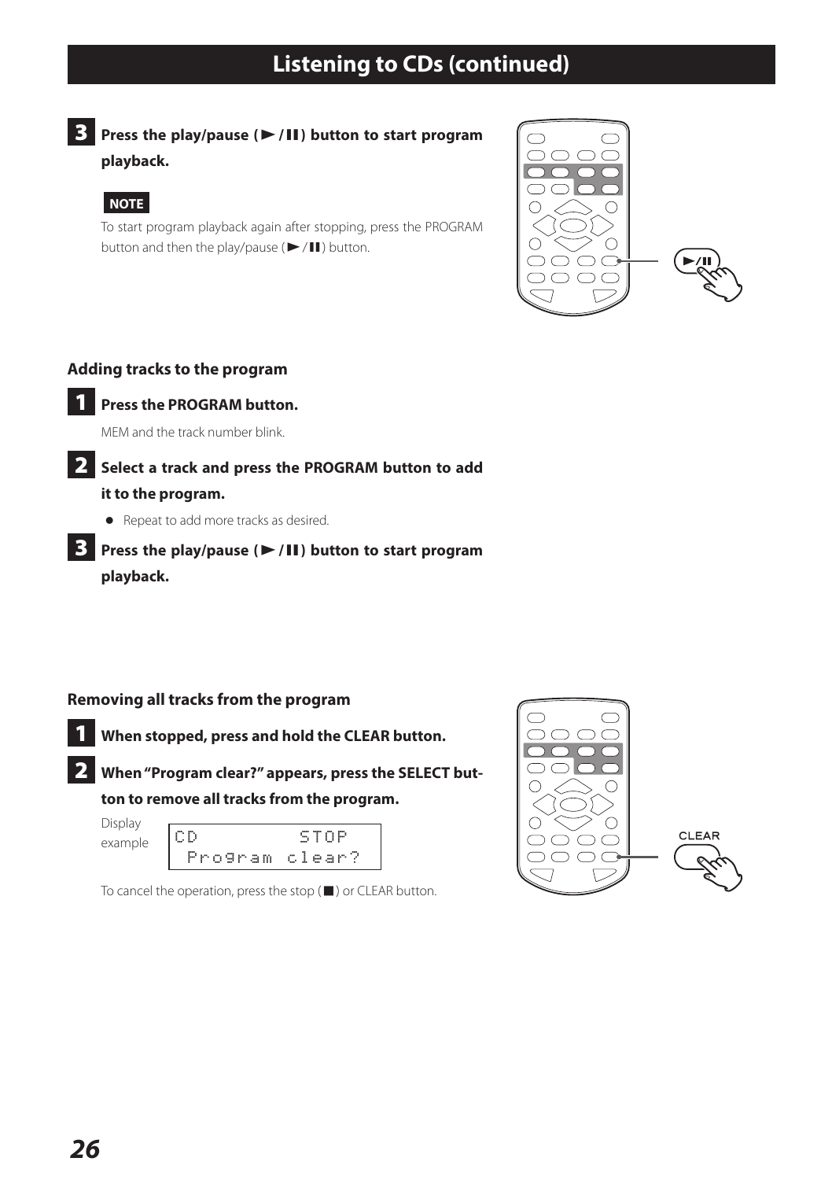# Listening to CDs (continued)

**3 Press the play/pause (►/II) button to start program playback.**

**NOTE**

To start program playback again after stopping, press the PROGRAM button and then the play/pause (►/II) button.

### Adding tracks to the program

**1 Press the PROGRAM button.**

MEM and the track number blink.

**2 Select a track and press the PROGRAM button to add it to the program.**

- Repeat to add more tracks as desired.

**3 Press the play/pause (►/II) button to start program playback.**

### Removing all tracks from the program

**1 When stopped, press and hold the CLEAR button.**

**2 When "Program clear?" appears, press the SELECT button to remove all tracks from the program.**

Display example

```
CD          STOP
 Program clear?
```

To cancel the operation, press the stop (■) or CLEAR button.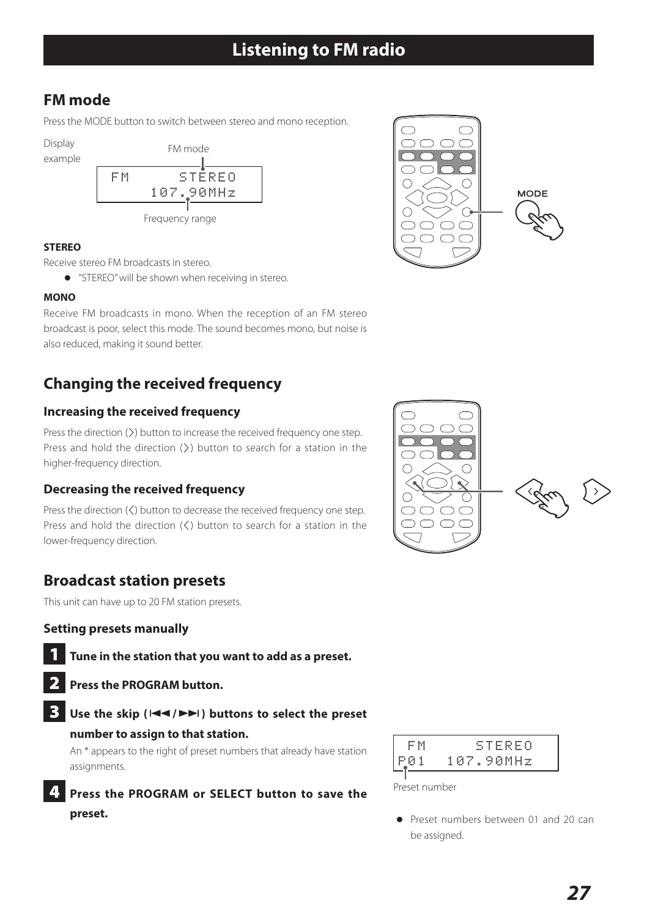# Listening to FM radio

## FM mode

Press the MODE button to switch between stereo and mono reception.

Display example

FM mode

```
FM      STEREO
    107.90MHz
```

Frequency range

MODE

**STEREO**

Receive stereo FM broadcasts in stereo.

- "STEREO" will be shown when receiving in stereo.

**MONO**

Receive FM broadcasts in mono. When the reception of an FM stereo broadcast is poor, select this mode. The sound becomes mono, but noise is also reduced, making it sound better.

## Changing the received frequency

### Increasing the received frequency

Press the direction (〉) button to increase the received frequency one step. Press and hold the direction (〉) button to search for a station in the higher-frequency direction.

### Decreasing the received frequency

Press the direction (〈) button to decrease the received frequency one step. Press and hold the direction (〈) button to search for a station in the lower-frequency direction.

## Broadcast station presets

This unit can have up to 20 FM station presets.

### Setting presets manually

**1 Tune in the station that you want to add as a preset.**

**2 Press the PROGRAM button.**

**3 Use the skip (⏮/⏭) buttons to select the preset number to assign to that station.**

An * appears to the right of preset numbers that already have station assignments.

```
 FM      STEREO
P01   107.90MHz
```

Preset number

- Preset numbers between 01 and 20 can be assigned.

**4 Press the PROGRAM or SELECT button to save the preset.**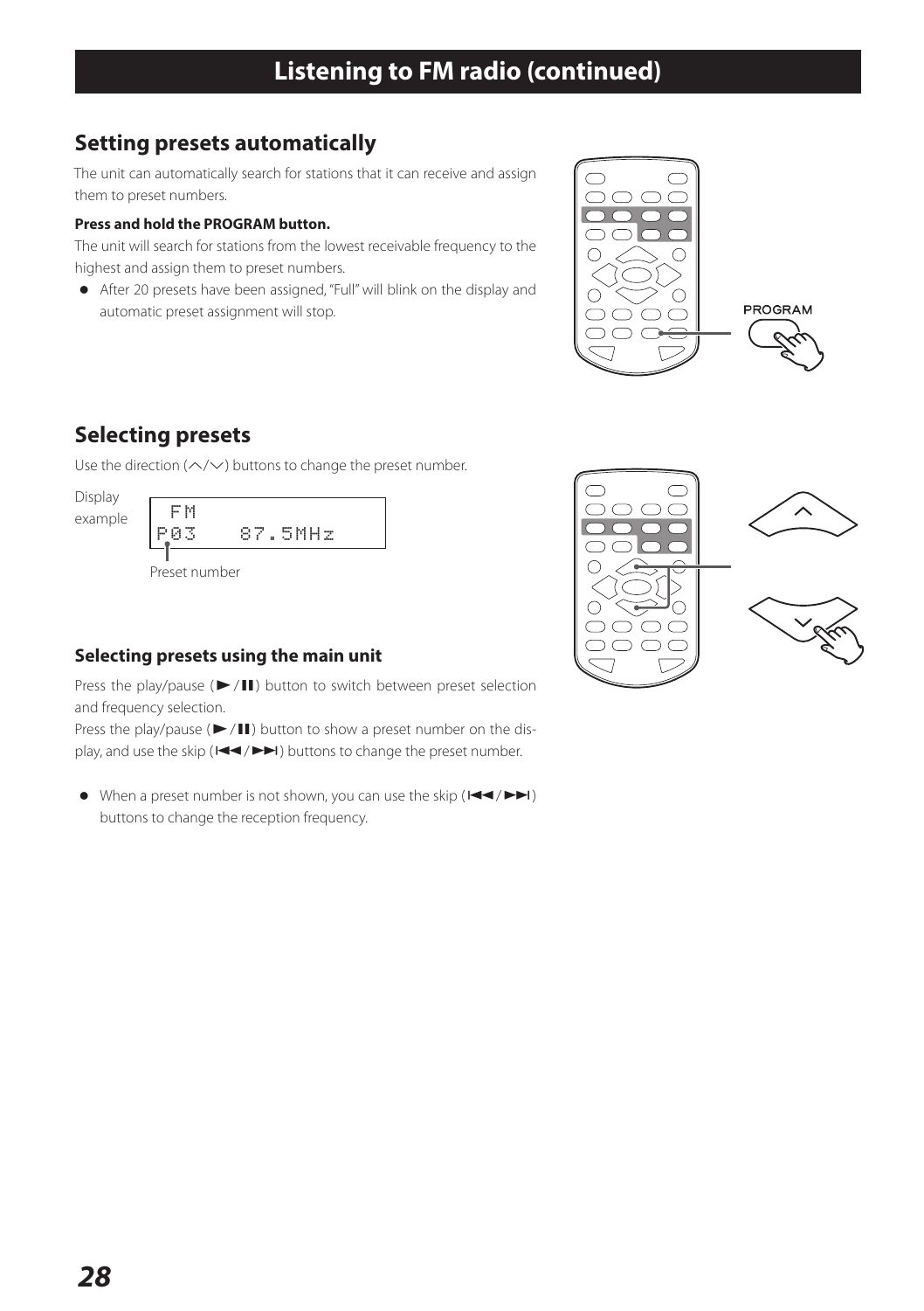# Listening to FM radio (continued)

## Setting presets automatically

The unit can automatically search for stations that it can receive and assign them to preset numbers.

**Press and hold the PROGRAM button.**

The unit will search for stations from the lowest receivable frequency to the highest and assign them to preset numbers.

- After 20 presets have been assigned, "Full" will blink on the display and automatic preset assignment will stop.

PROGRAM

## Selecting presets

Use the direction (∧/∨) buttons to change the preset number.

Display example

```
 FM
P03   87.5MHz
```

Preset number

### Selecting presets using the main unit

Press the play/pause (►/❚❚) button to switch between preset selection and frequency selection.

Press the play/pause (►/❚❚) button to show a preset number on the display, and use the skip (◄◄/►►) buttons to change the preset number.

- When a preset number is not shown, you can use the skip (◄◄/►►) buttons to change the reception frequency.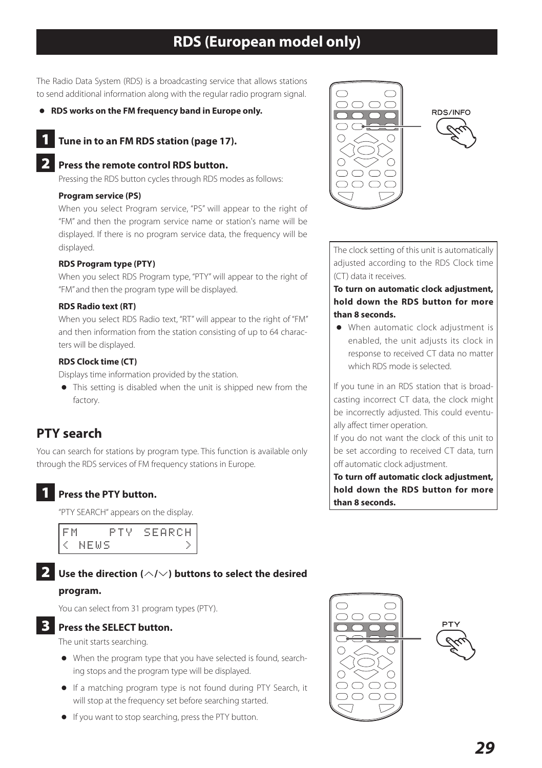# RDS (European model only)

The Radio Data System (RDS) is a broadcasting service that allows stations to send additional information along with the regular radio program signal.

- **RDS works on the FM frequency band in Europe only.**

**1 Tune in to an FM RDS station (page 17).**

**2 Press the remote control RDS button.**

Pressing the RDS button cycles through RDS modes as follows:

**Program service (PS)**

When you select Program service, "PS" will appear to the right of "FM" and then the program service name or station's name will be displayed. If there is no program service data, the frequency will be displayed.

**RDS Program type (PTY)**

When you select RDS Program type, "PTY" will appear to the right of "FM" and then the program type will be displayed.

**RDS Radio text (RT)**

When you select RDS Radio text, "RT" will appear to the right of "FM" and then information from the station consisting of up to 64 characters will be displayed.

**RDS Clock time (CT)**

Displays time information provided by the station.

- This setting is disabled when the unit is shipped new from the factory.

RDS/INFO

The clock setting of this unit is automatically adjusted according to the RDS Clock time (CT) data it receives.

**To turn on automatic clock adjustment, hold down the RDS button for more than 8 seconds.**

- When automatic clock adjustment is enabled, the unit adjusts its clock in response to received CT data no matter which RDS mode is selected.

If you tune in an RDS station that is broadcasting incorrect CT data, the clock might be incorrectly adjusted. This could eventually affect timer operation.

If you do not want the clock of this unit to be set according to received CT data, turn off automatic clock adjustment.

**To turn off automatic clock adjustment, hold down the RDS button for more than 8 seconds.**

## PTY search

You can search for stations by program type. This function is available only through the RDS services of FM frequency stations in Europe.

**1 Press the PTY button.**

"PTY SEARCH" appears on the display.

```
FM    PTY SEARCH
< NEWS         >
```

**2 Use the direction (∧/∨) buttons to select the desired program.**

You can select from 31 program types (PTY).

**3 Press the SELECT button.**

The unit starts searching.

- When the program type that you have selected is found, searching stops and the program type will be displayed.
- If a matching program type is not found during PTY Search, it will stop at the frequency set before searching started.
- If you want to stop searching, press the PTY button.

PTY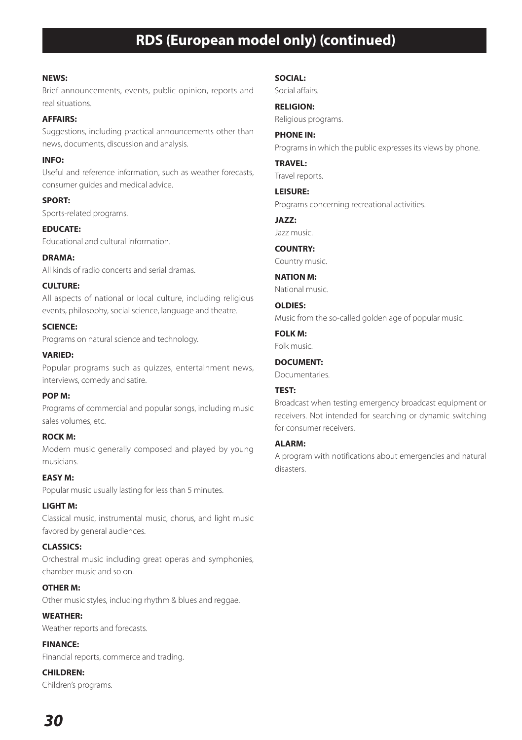## RDS (European model only) (continued)

**NEWS:**
Brief announcements, events, public opinion, reports and real situations.

**AFFAIRS:**
Suggestions, including practical announcements other than news, documents, discussion and analysis.

**INFO:**
Useful and reference information, such as weather forecasts, consumer guides and medical advice.

**SPORT:**
Sports-related programs.

**EDUCATE:**
Educational and cultural information.

**DRAMA:**
All kinds of radio concerts and serial dramas.

**CULTURE:**
All aspects of national or local culture, including religious events, philosophy, social science, language and theatre.

**SCIENCE:**
Programs on natural science and technology.

**VARIED:**
Popular programs such as quizzes, entertainment news, interviews, comedy and satire.

**POP M:**
Programs of commercial and popular songs, including music sales volumes, etc.

**ROCK M:**
Modern music generally composed and played by young musicians.

**EASY M:**
Popular music usually lasting for less than 5 minutes.

**LIGHT M:**
Classical music, instrumental music, chorus, and light music favored by general audiences.

**CLASSICS:**
Orchestral music including great operas and symphonies, chamber music and so on.

**OTHER M:**
Other music styles, including rhythm & blues and reggae.

**WEATHER:**
Weather reports and forecasts.

**FINANCE:**
Financial reports, commerce and trading.

**CHILDREN:**
Children's programs.

**SOCIAL:**
Social affairs.

**RELIGION:**
Religious programs.

**PHONE IN:**
Programs in which the public expresses its views by phone.

**TRAVEL:**
Travel reports.

**LEISURE:**
Programs concerning recreational activities.

**JAZZ:**
Jazz music.

**COUNTRY:**
Country music.

**NATION M:**
National music.

**OLDIES:**
Music from the so-called golden age of popular music.

**FOLK M:**
Folk music.

**DOCUMENT:**
Documentaries.

**TEST:**
Broadcast when testing emergency broadcast equipment or receivers. Not intended for searching or dynamic switching for consumer receivers.

**ALARM:**
A program with notifications about emergencies and natural disasters.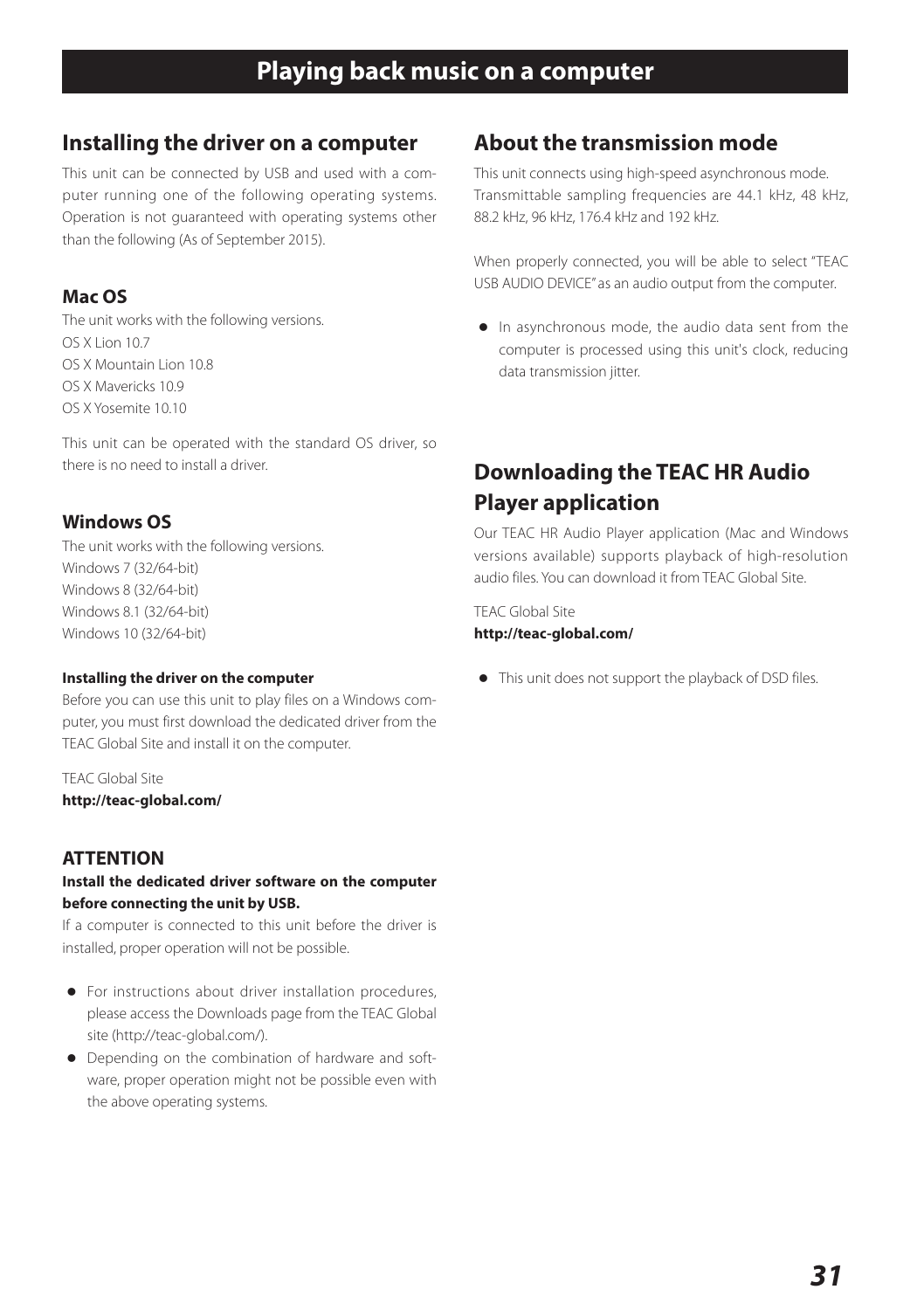# Playing back music on a computer

## Installing the driver on a computer

This unit can be connected by USB and used with a computer running one of the following operating systems. Operation is not guaranteed with operating systems other than the following (As of September 2015).

### Mac OS

The unit works with the following versions.
OS X Lion 10.7
OS X Mountain Lion 10.8
OS X Mavericks 10.9
OS X Yosemite 10.10

This unit can be operated with the standard OS driver, so there is no need to install a driver.

### Windows OS

The unit works with the following versions.
Windows 7 (32/64-bit)
Windows 8 (32/64-bit)
Windows 8.1 (32/64-bit)
Windows 10 (32/64-bit)

#### Installing the driver on the computer

Before you can use this unit to play files on a Windows computer, you must first download the dedicated driver from the TEAC Global Site and install it on the computer.

TEAC Global Site
**http://teac-global.com/**

### ATTENTION

**Install the dedicated driver software on the computer before connecting the unit by USB.**

If a computer is connected to this unit before the driver is installed, proper operation will not be possible.

- For instructions about driver installation procedures, please access the Downloads page from the TEAC Global site (http://teac-global.com/).
- Depending on the combination of hardware and software, proper operation might not be possible even with the above operating systems.

## About the transmission mode

This unit connects using high-speed asynchronous mode. Transmittable sampling frequencies are 44.1 kHz, 48 kHz, 88.2 kHz, 96 kHz, 176.4 kHz and 192 kHz.

When properly connected, you will be able to select "TEAC USB AUDIO DEVICE" as an audio output from the computer.

- In asynchronous mode, the audio data sent from the computer is processed using this unit's clock, reducing data transmission jitter.

## Downloading the TEAC HR Audio Player application

Our TEAC HR Audio Player application (Mac and Windows versions available) supports playback of high-resolution audio files. You can download it from TEAC Global Site.

TEAC Global Site
**http://teac-global.com/**

- This unit does not support the playback of DSD files.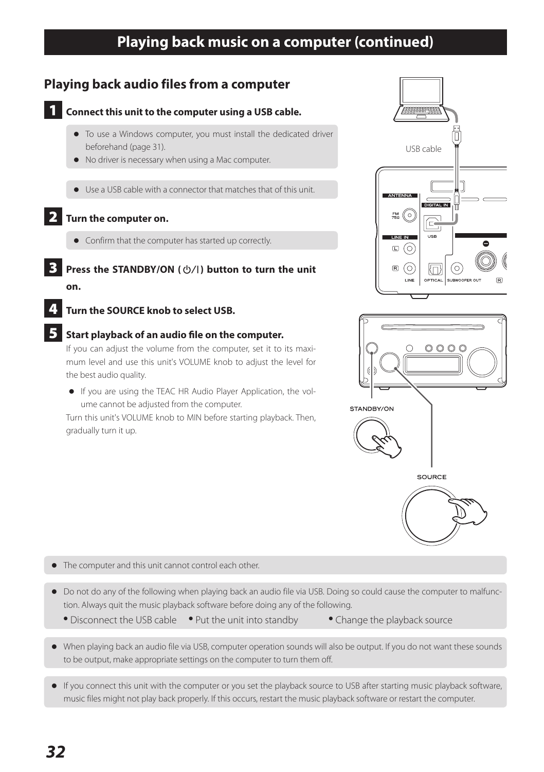# Playing back music on a computer (continued)

## Playing back audio files from a computer

**1 Connect this unit to the computer using a USB cable.**

- To use a Windows computer, you must install the dedicated driver beforehand (page 31).
- No driver is necessary when using a Mac computer.

- Use a USB cable with a connector that matches that of this unit.

**2 Turn the computer on.**

- Confirm that the computer has started up correctly.

**3 Press the STANDBY/ON (⏻/I) button to turn the unit on.**

**4 Turn the SOURCE knob to select USB.**

**5 Start playback of an audio file on the computer.**

If you can adjust the volume from the computer, set it to its maximum level and use this unit's VOLUME knob to adjust the level for the best audio quality.

- If you are using the TEAC HR Audio Player Application, the volume cannot be adjusted from the computer.

Turn this unit's VOLUME knob to MIN before starting playback. Then, gradually turn it up.

- The computer and this unit cannot control each other.

- Do not do any of the following when playing back an audio file via USB. Doing so could cause the computer to malfunction. Always quit the music playback software before doing any of the following.
  - Disconnect the USB cable
  - Put the unit into standby
  - Change the playback source

- When playing back an audio file via USB, computer operation sounds will also be output. If you do not want these sounds to be output, make appropriate settings on the computer to turn them off.

- If you connect this unit with the computer or you set the playback source to USB after starting music playback software, music files might not play back properly. If this occurs, restart the music playback software or restart the computer.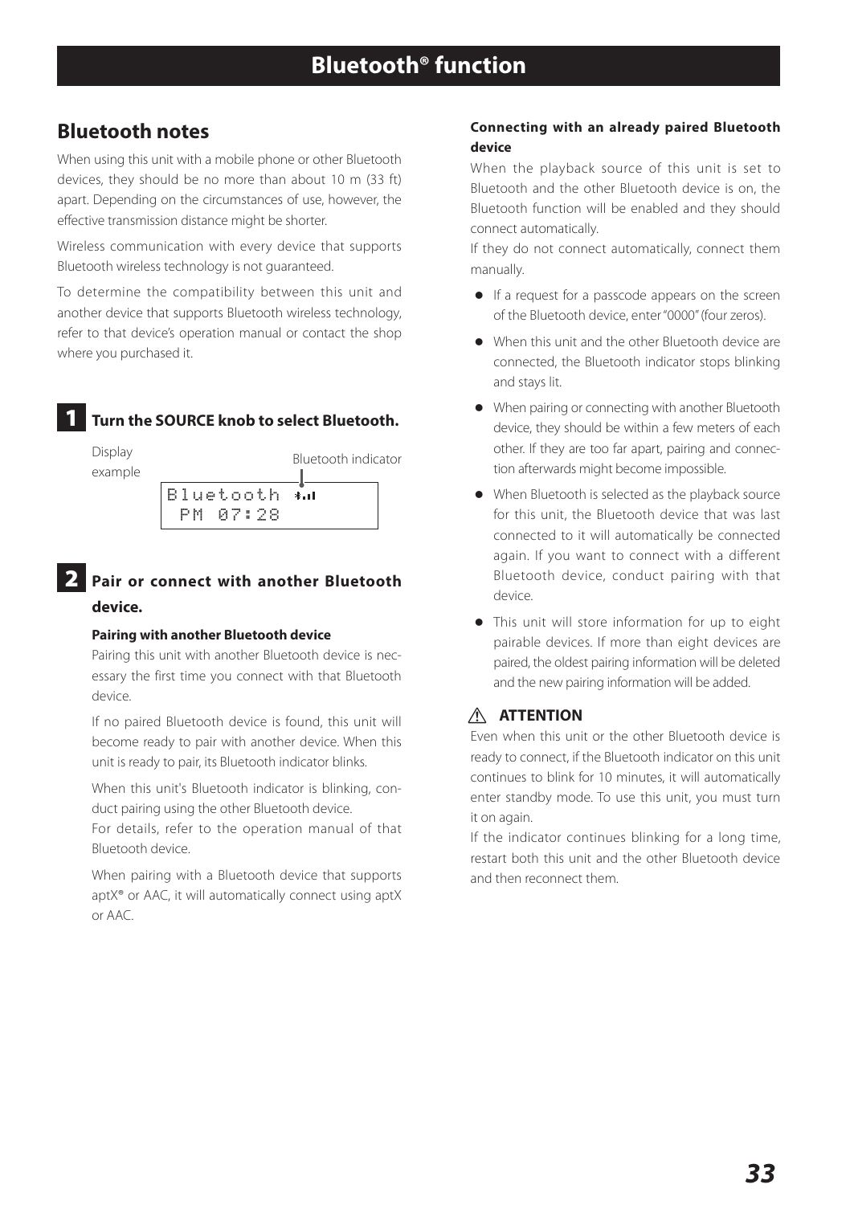# Bluetooth® function

## Bluetooth notes

When using this unit with a mobile phone or other Bluetooth devices, they should be no more than about 10 m (33 ft) apart. Depending on the circumstances of use, however, the effective transmission distance might be shorter.

Wireless communication with every device that supports Bluetooth wireless technology is not guaranteed.

To determine the compatibility between this unit and another device that supports Bluetooth wireless technology, refer to that device's operation manual or contact the shop where you purchased it.

### 1 Turn the SOURCE knob to select Bluetooth.

Display example

Bluetooth indicator

```
Bluetooth
 PM 07:28
```

### 2 Pair or connect with another Bluetooth device.

**Pairing with another Bluetooth device**

Pairing this unit with another Bluetooth device is necessary the first time you connect with that Bluetooth device.

If no paired Bluetooth device is found, this unit will become ready to pair with another device. When this unit is ready to pair, its Bluetooth indicator blinks.

When this unit's Bluetooth indicator is blinking, conduct pairing using the other Bluetooth device.
For details, refer to the operation manual of that Bluetooth device.

When pairing with a Bluetooth device that supports aptX® or AAC, it will automatically connect using aptX or AAC.

**Connecting with an already paired Bluetooth device**

When the playback source of this unit is set to Bluetooth and the other Bluetooth device is on, the Bluetooth function will be enabled and they should connect automatically.
If they do not connect automatically, connect them manually.

- If a request for a passcode appears on the screen of the Bluetooth device, enter "0000" (four zeros).
- When this unit and the other Bluetooth device are connected, the Bluetooth indicator stops blinking and stays lit.
- When pairing or connecting with another Bluetooth device, they should be within a few meters of each other. If they are too far apart, pairing and connection afterwards might become impossible.
- When Bluetooth is selected as the playback source for this unit, the Bluetooth device that was last connected to it will automatically be connected again. If you want to connect with a different Bluetooth device, conduct pairing with that device.
- This unit will store information for up to eight pairable devices. If more than eight devices are paired, the oldest pairing information will be deleted and the new pairing information will be added.

**⚠ ATTENTION**

Even when this unit or the other Bluetooth device is ready to connect, if the Bluetooth indicator on this unit continues to blink for 10 minutes, it will automatically enter standby mode. To use this unit, you must turn it on again.
If the indicator continues blinking for a long time, restart both this unit and the other Bluetooth device and then reconnect them.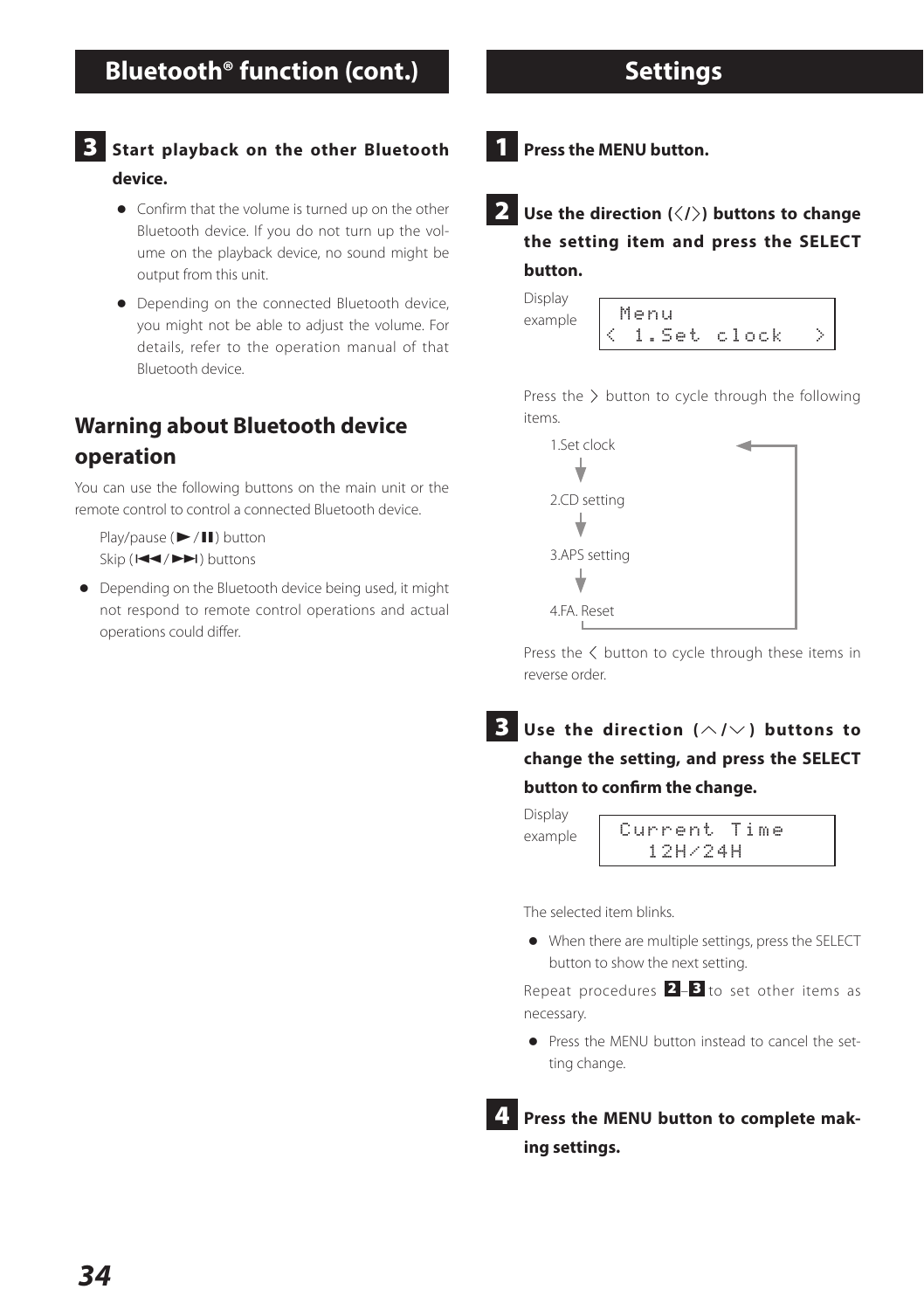# Bluetooth® function (cont.)

**3** **Start playback on the other Bluetooth device.**

- Confirm that the volume is turned up on the other Bluetooth device. If you do not turn up the volume on the playback device, no sound might be output from this unit.
- Depending on the connected Bluetooth device, you might not be able to adjust the volume. For details, refer to the operation manual of that Bluetooth device.

## Warning about Bluetooth device operation

You can use the following buttons on the main unit or the remote control to control a connected Bluetooth device.

Play/pause (►/❚❚) button
Skip (|◄◄/►►|) buttons

- Depending on the Bluetooth device being used, it might not respond to remote control operations and actual operations could differ.

# Settings

**1** **Press the MENU button.**

**2** **Use the direction (〈/〉) buttons to change the setting item and press the SELECT button.**

Display example

```
 Menu
< 1.Set clock   >
```

Press the 〉 button to cycle through the following items.

1.Set clock
↓
2.CD setting
↓
3.APS setting
↓
4.FA. Reset
(returns to 1.Set clock)

Press the 〈 button to cycle through these items in reverse order.

**3** **Use the direction (︿/﹀) buttons to change the setting, and press the SELECT button to confirm the change.**

Display example

```
 Current Time
   12H/24H
```

The selected item blinks.

- When there are multiple settings, press the SELECT button to show the next setting.

Repeat procedures **2**–**3** to set other items as necessary.

- Press the MENU button instead to cancel the setting change.

**4** **Press the MENU button to complete making settings.**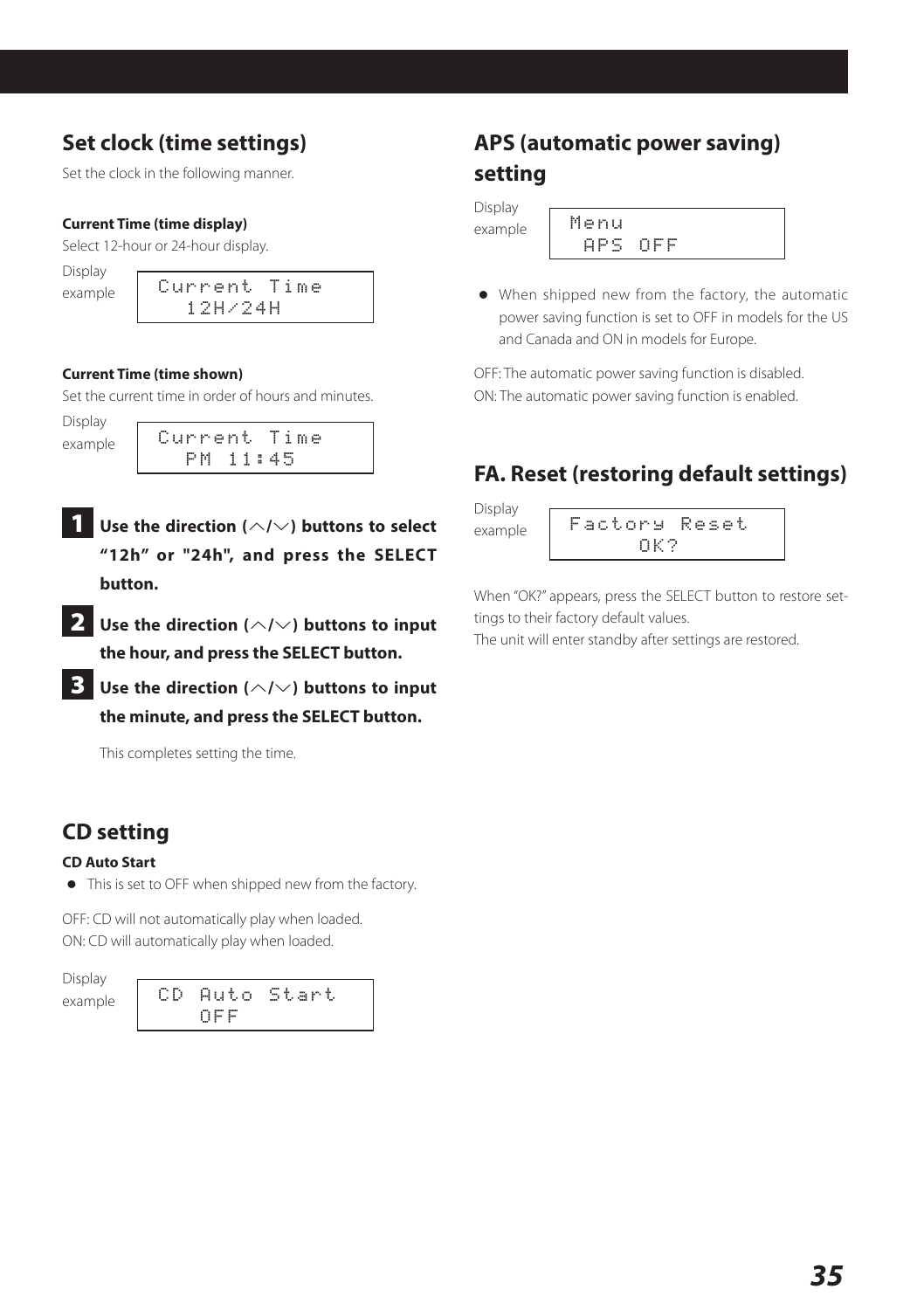## Set clock (time settings)

Set the clock in the following manner.

**Current Time (time display)**

Select 12-hour or 24-hour display.

Display example

```
Current Time
  12H/24H
```

**Current Time (time shown)**

Set the current time in order of hours and minutes.

Display example

```
Current Time
  PM 11:45
```

**1 Use the direction (∧/∨) buttons to select “12h” or "24h", and press the SELECT button.**

**2 Use the direction (∧/∨) buttons to input the hour, and press the SELECT button.**

**3 Use the direction (∧/∨) buttons to input the minute, and press the SELECT button.**

This completes setting the time.

## CD setting

**CD Auto Start**

- This is set to OFF when shipped new from the factory.

OFF: CD will not automatically play when loaded.
ON: CD will automatically play when loaded.

Display example

```
CD Auto Start
   OFF
```

## APS (automatic power saving) setting

Display example

```
Menu
 APS OFF
```

- When shipped new from the factory, the automatic power saving function is set to OFF in models for the US and Canada and ON in models for Europe.

OFF: The automatic power saving function is disabled.
ON: The automatic power saving function is enabled.

## FA. Reset (restoring default settings)

Display example

```
Factory Reset
     OK?
```

When “OK?” appears, press the SELECT button to restore settings to their factory default values.
The unit will enter standby after settings are restored.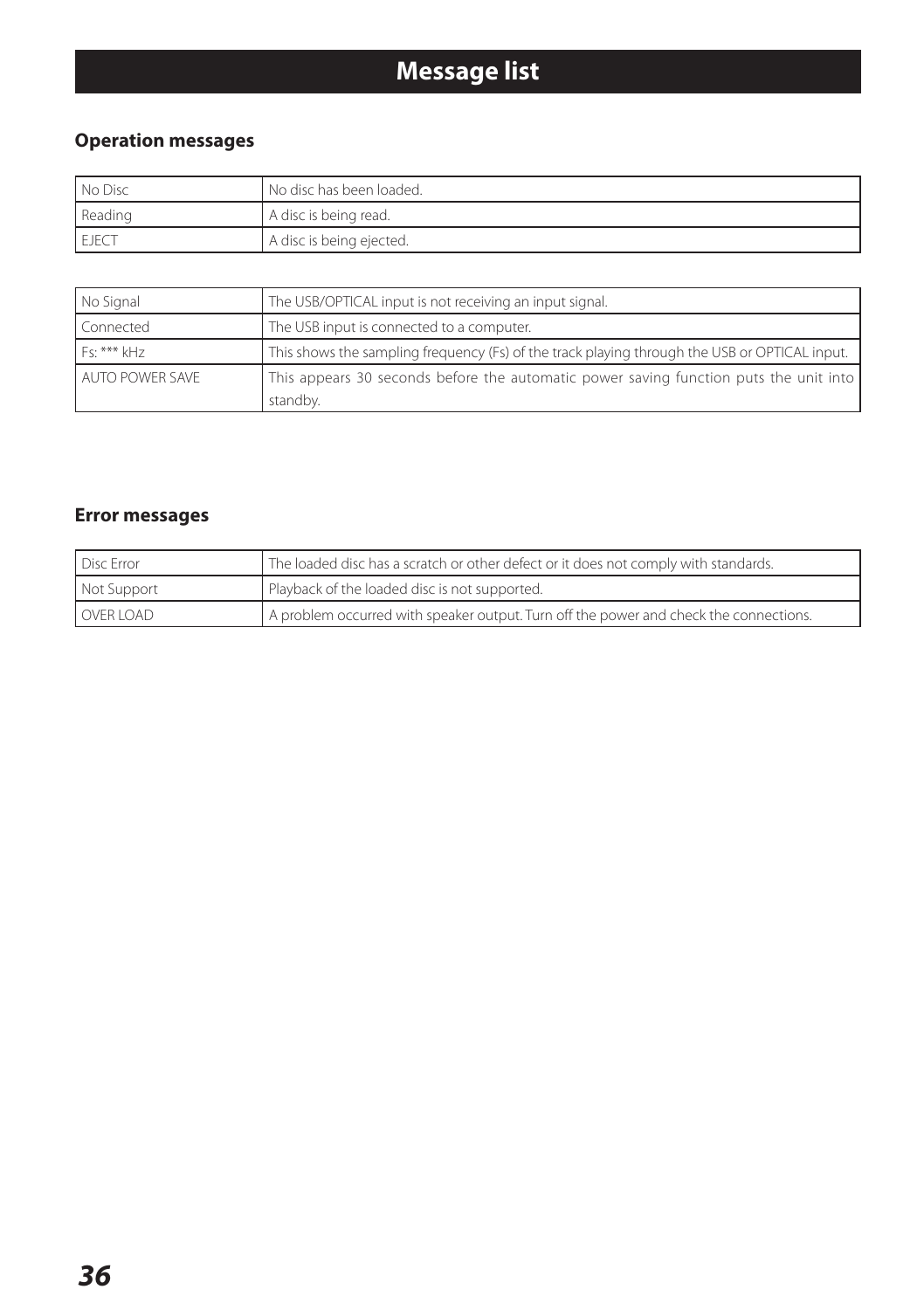# Message list

## Operation messages

| | |
|---|---|
| No Disc | No disc has been loaded. |
| Reading | A disc is being read. |
| EJECT | A disc is being ejected. |

| | |
|---|---|
| No Signal | The USB/OPTICAL input is not receiving an input signal. |
| Connected | The USB input is connected to a computer. |
| Fs: *** kHz | This shows the sampling frequency (Fs) of the track playing through the USB or OPTICAL input. |
| AUTO POWER SAVE | This appears 30 seconds before the automatic power saving function puts the unit into standby. |

## Error messages

| | |
|---|---|
| Disc Error | The loaded disc has a scratch or other defect or it does not comply with standards. |
| Not Support | Playback of the loaded disc is not supported. |
| OVER LOAD | A problem occurred with speaker output. Turn off the power and check the connections. |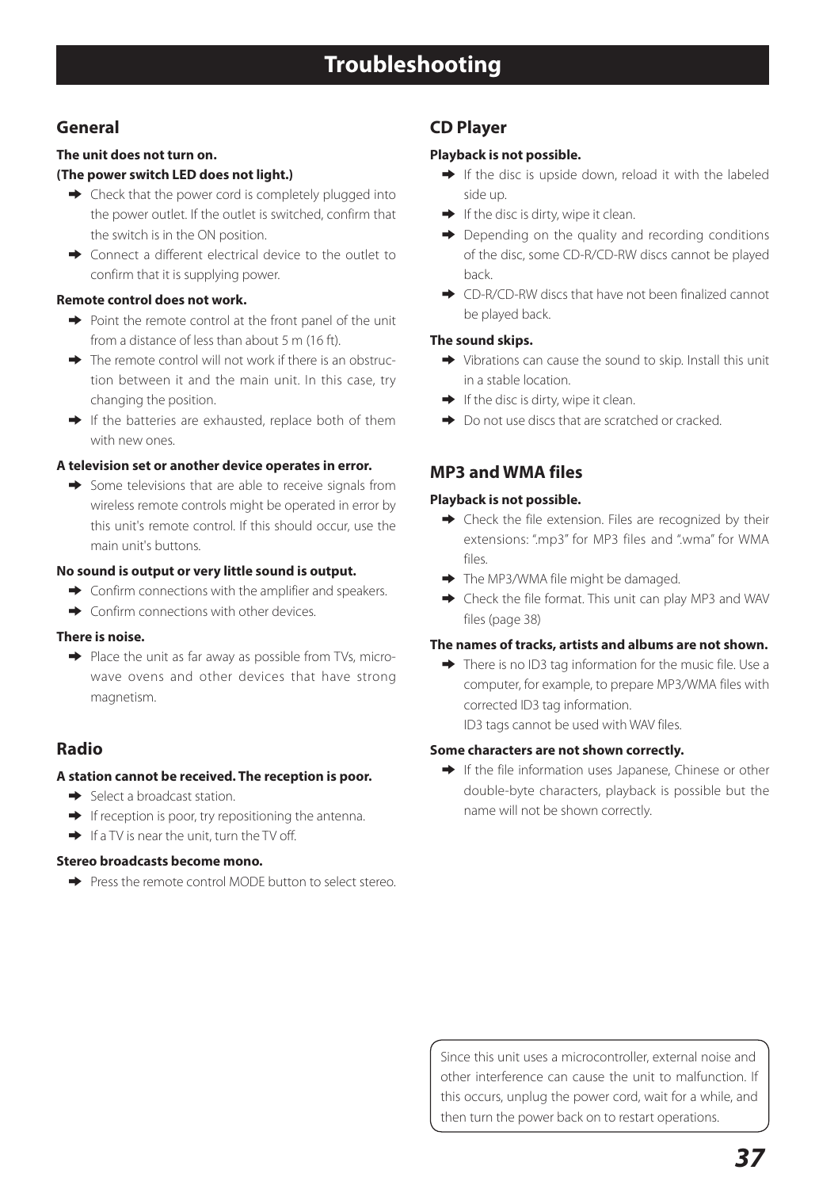# Troubleshooting

## General

**The unit does not turn on.**
**(The power switch LED does not light.)**

- ➡ Check that the power cord is completely plugged into the power outlet. If the outlet is switched, confirm that the switch is in the ON position.
- ➡ Connect a different electrical device to the outlet to confirm that it is supplying power.

**Remote control does not work.**

- ➡ Point the remote control at the front panel of the unit from a distance of less than about 5 m (16 ft).
- ➡ The remote control will not work if there is an obstruction between it and the main unit. In this case, try changing the position.
- ➡ If the batteries are exhausted, replace both of them with new ones.

**A television set or another device operates in error.**

- ➡ Some televisions that are able to receive signals from wireless remote controls might be operated in error by this unit's remote control. If this should occur, use the main unit's buttons.

**No sound is output or very little sound is output.**

- ➡ Confirm connections with the amplifier and speakers.
- ➡ Confirm connections with other devices.

**There is noise.**

- ➡ Place the unit as far away as possible from TVs, microwave ovens and other devices that have strong magnetism.

## Radio

**A station cannot be received. The reception is poor.**

- ➡ Select a broadcast station.
- ➡ If reception is poor, try repositioning the antenna.
- ➡ If a TV is near the unit, turn the TV off.

**Stereo broadcasts become mono.**

- ➡ Press the remote control MODE button to select stereo.

## CD Player

**Playback is not possible.**

- ➡ If the disc is upside down, reload it with the labeled side up.
- ➡ If the disc is dirty, wipe it clean.
- ➡ Depending on the quality and recording conditions of the disc, some CD-R/CD-RW discs cannot be played back.
- ➡ CD-R/CD-RW discs that have not been finalized cannot be played back.

**The sound skips.**

- ➡ Vibrations can cause the sound to skip. Install this unit in a stable location.
- ➡ If the disc is dirty, wipe it clean.
- ➡ Do not use discs that are scratched or cracked.

## MP3 and WMA files

**Playback is not possible.**

- ➡ Check the file extension. Files are recognized by their extensions: ".mp3" for MP3 files and ".wma" for WMA files.
- ➡ The MP3/WMA file might be damaged.
- ➡ Check the file format. This unit can play MP3 and WAV files (page 38)

**The names of tracks, artists and albums are not shown.**

- ➡ There is no ID3 tag information for the music file. Use a computer, for example, to prepare MP3/WMA files with corrected ID3 tag information.
  ID3 tags cannot be used with WAV files.

**Some characters are not shown correctly.**

- ➡ If the file information uses Japanese, Chinese or other double-byte characters, playback is possible but the name will not be shown correctly.

> Since this unit uses a microcontroller, external noise and other interference can cause the unit to malfunction. If this occurs, unplug the power cord, wait for a while, and then turn the power back on to restart operations.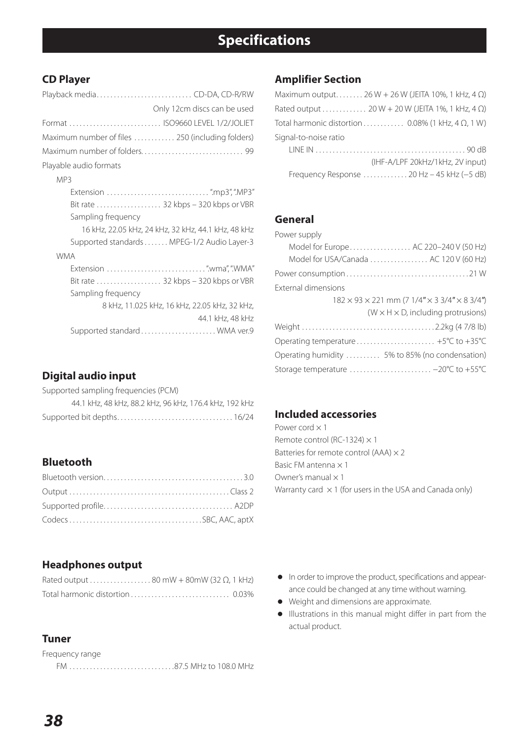# Specifications

## CD Player

Playback media.............................. CD-DA, CD-R/RW

Only 12cm discs can be used

Format ........................... ISO9660 LEVEL 1/2/JOLIET

Maximum number of files ............ 250 (including folders)

Maximum number of folders.............................. 99

Playable audio formats

MP3

Extension .............................. ".mp3", ".MP3"

Bit rate ................... 32 kbps – 320 kbps or VBR

Sampling frequency

16 kHz, 22.05 kHz, 24 kHz, 32 kHz, 44.1 kHz, 48 kHz

Supported standards ....... MPEG-1/2 Audio Layer-3

WMA

Extension ............................. ".wma", ".WMA"

Bit rate ................... 32 kbps – 320 kbps or VBR

Sampling frequency

8 kHz, 11.025 kHz, 16 kHz, 22.05 kHz, 32 kHz, 44.1 kHz, 48 kHz

Supported standard...................... WMA ver.9

## Digital audio input

Supported sampling frequencies (PCM)

44.1 kHz, 48 kHz, 88.2 kHz, 96 kHz, 176.4 kHz, 192 kHz

Supported bit depths.................................16/24

## Bluetooth

Bluetooth version.........................................3.0

Output ...............................................Class 2

Supported profile...................................... A2DP

Codecs .......................................SBC, AAC, aptX

## Headphones output

Rated output .................. 80 mW + 80mW (32 Ω, 1 kHz)

Total harmonic distortion ............................. 0.03%

## Tuner

Frequency range

FM ...............................87.5 MHz to 108.0 MHz

## Amplifier Section

Maximum output........ 26 W + 26 W (JEITA 10%, 1 kHz, 4 Ω)

Rated output ............. 20 W + 20 W (JEITA 1%, 1 kHz, 4 Ω)

Total harmonic distortion ............ 0.08% (1 kHz, 4 Ω, 1 W)

Signal-to-noise ratio

LINE IN ............................................. 90 dB

(IHF-A/LPF 20kHz/1kHz, 2V input)

Frequency Response ............. 20 Hz – 45 kHz (−5 dB)

## General

Power supply

Model for Europe.................. AC 220–240 V (50 Hz)

Model for USA/Canada ................. AC 120 V (60 Hz)

Power consumption....................................21 W

External dimensions

182 × 93 × 221 mm (7 1/4" × 3 3/4" × 8 3/4")

(W × H × D, including protrusions)

Weight .......................................2.2kg (4 7/8 lb)

Operating temperature ....................... +5°C to +35°C

Operating humidity .......... 5% to 85% (no condensation)

Storage temperature ........................ −20°C to +55°C

## Included accessories

Power cord × 1

Remote control (RC-1324) × 1

Batteries for remote control (AAA) × 2

Basic FM antenna × 1

Owner's manual × 1

Warranty card × 1 (for users in the USA and Canada only)

- In order to improve the product, specifications and appearance could be changed at any time without warning.
- Weight and dimensions are approximate.
- Illustrations in this manual might differ in part from the actual product.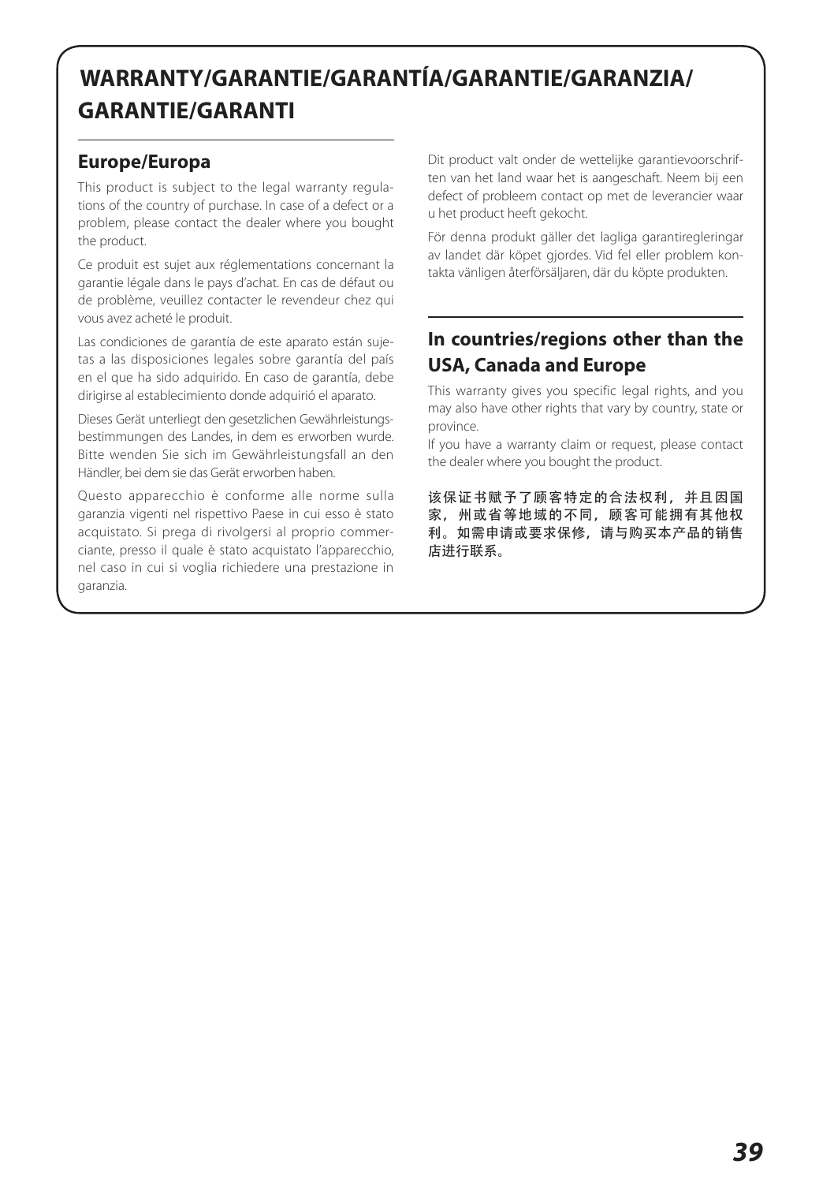# WARRANTY/GARANTIE/GARANTÍA/GARANTIE/GARANZIA/ GARANTIE/GARANTI

## Europe/Europa

This product is subject to the legal warranty regulations of the country of purchase. In case of a defect or a problem, please contact the dealer where you bought the product.

Ce produit est sujet aux réglementations concernant la garantie légale dans le pays d’achat. En cas de défaut ou de problème, veuillez contacter le revendeur chez qui vous avez acheté le produit.

Las condiciones de garantía de este aparato están sujetas a las disposiciones legales sobre garantía del país en el que ha sido adquirido. En caso de garantía, debe dirigirse al establecimiento donde adquirió el aparato.

Dieses Gerät unterliegt den gesetzlichen Gewährleistungsbestimmungen des Landes, in dem es erworben wurde. Bitte wenden Sie sich im Gewährleistungsfall an den Händler, bei dem sie das Gerät erworben haben.

Questo apparecchio è conforme alle norme sulla garanzia vigenti nel rispettivo Paese in cui esso è stato acquistato. Si prega di rivolgersi al proprio commerciante, presso il quale è stato acquistato l’apparecchio, nel caso in cui si voglia richiedere una prestazione in garanzia.

Dit product valt onder de wettelijke garantievoorschriften van het land waar het is aangeschaft. Neem bij een defect of probleem contact op met de leverancier waar u het product heeft gekocht.

För denna produkt gäller det lagliga garantiregleringar av landet där köpet gjordes. Vid fel eller problem kontakta vänligen återförsäljaren, där du köpte produkten.

## In countries/regions other than the USA, Canada and Europe

This warranty gives you specific legal rights, and you may also have other rights that vary by country, state or province.

If you have a warranty claim or request, please contact the dealer where you bought the product.

**该保证书赋予了顾客特定的合法权利，并且因国家，州或省等地域的不同，顾客可能拥有其他权利。如需申请或要求保修，请与购买本产品的销售店进行联系。**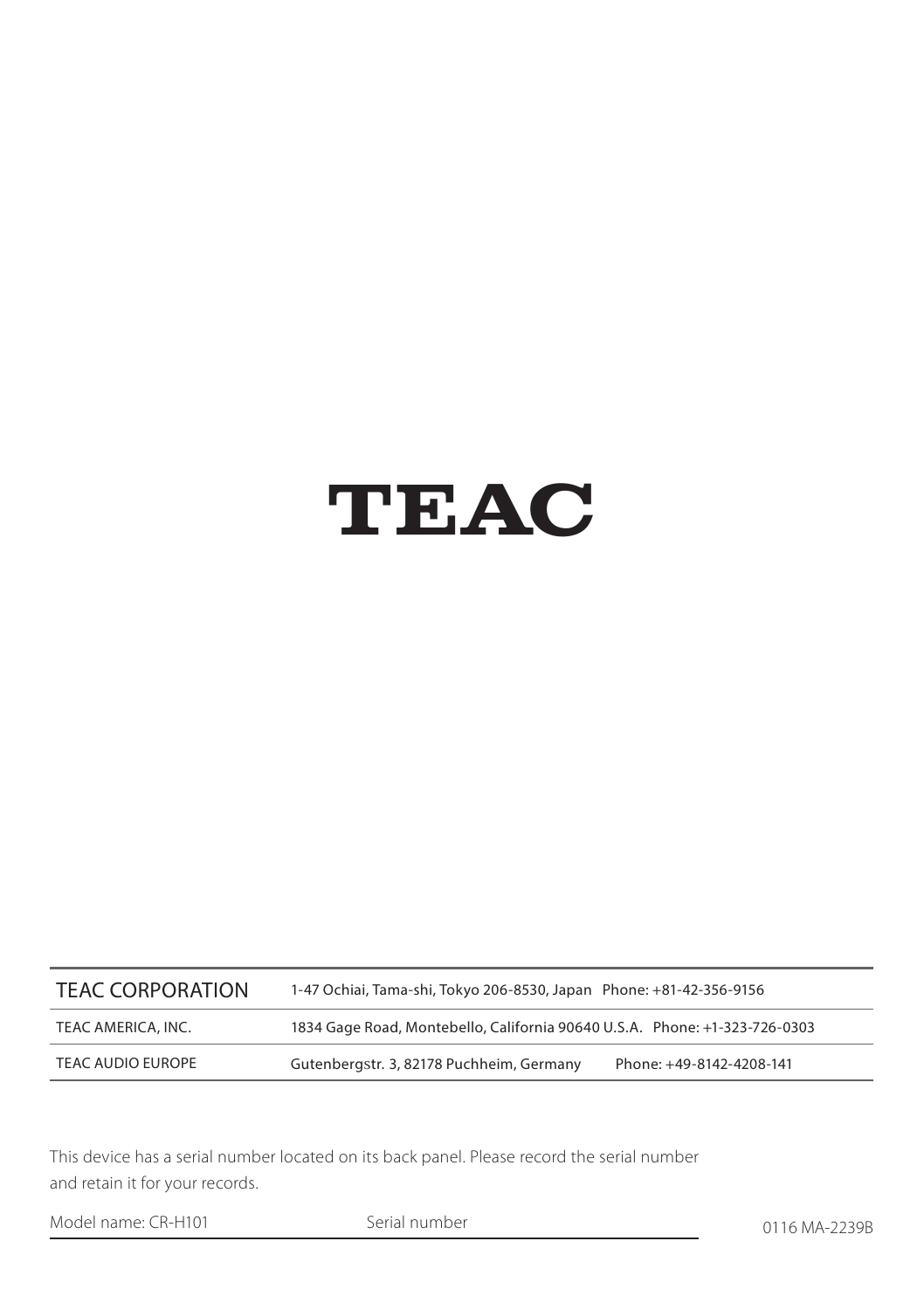# TEAC

| | | |
|---|---|---|
| TEAC CORPORATION | 1-47 Ochiai, Tama-shi, Tokyo 206-8530, Japan | Phone: +81-42-356-9156 |
| TEAC AMERICA, INC. | 1834 Gage Road, Montebello, California 90640 U.S.A. | Phone: +1-323-726-0303 |
| TEAC AUDIO EUROPE | Gutenbergstr. 3, 82178 Puchheim, Germany | Phone: +49-8142-4208-141 |

This device has a serial number located on its back panel. Please record the serial number and retain it for your records.

Model name: CR-H101 Serial number

0116 MA-2239B